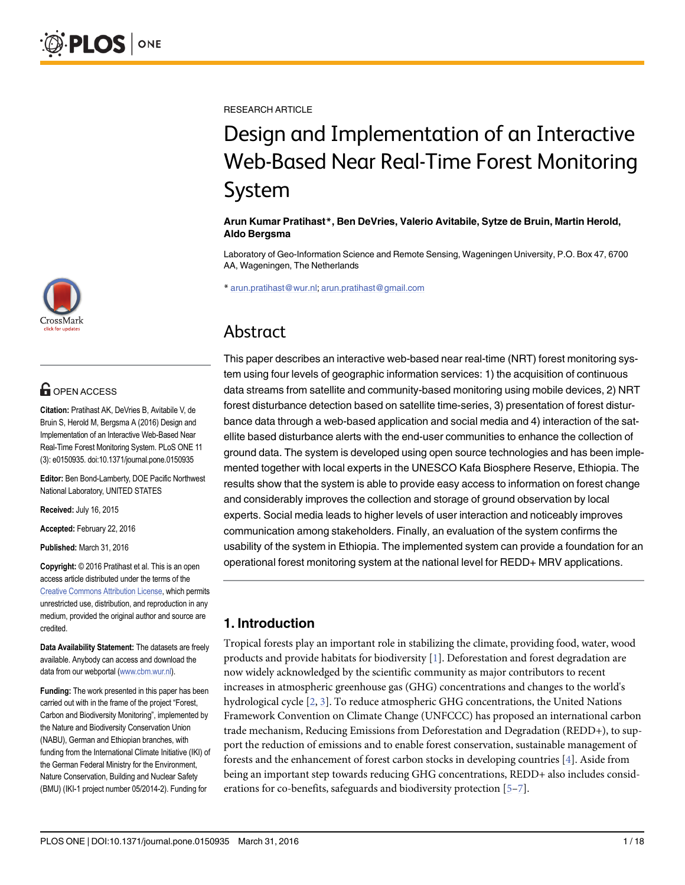RESEARCH ARTICLE

# Design and Implementation of an Interactive Web-Based Near Real-Time Forest Monitoring System

**Arun Kumar Pratihast***, **Ben DeVries, Valerio Avitabile, Sytze de Bruin, Martin Herold, Aldo Bergsma**

Laboratory of Geo-Information Science and Remote Sensing, Wageningen University, P.O. Box 47, 6700 AA, Wageningen, The Netherlands

* arun.pratihast@wur.nl; arun.pratihast@gmail.com

OPEN ACCESS

**Citation:** Pratihast AK, DeVries B, Avitabile V, de Bruin S, Herold M, Bergsma A (2016) Design and Implementation of an Interactive Web-Based Near Real-Time Forest Monitoring System. PLoS ONE 11 (3): e0150935. doi:10.1371/journal.pone.0150935

**Editor:** Ben Bond-Lamberty, DOE Pacific Northwest National Laboratory, UNITED STATES

**Received:** July 16, 2015

**Accepted:** February 22, 2016

**Published:** March 31, 2016

**Copyright:** © 2016 Pratihast et al. This is an open access article distributed under the terms of the Creative Commons Attribution License, which permits unrestricted use, distribution, and reproduction in any medium, provided the original author and source are credited.

**Data Availability Statement:** The datasets are freely available. Anybody can access and download the data from our webportal (www.cbm.wur.nl).

**Funding:** The work presented in this paper has been carried out with in the frame of the project "Forest, Carbon and Biodiversity Monitoring", implemented by the Nature and Biodiversity Conservation Union (NABU), German and Ethiopian branches, with funding from the International Climate Initiative (IKI) of the German Federal Ministry for the Environment, Nature Conservation, Building and Nuclear Safety (BMU) (IKI-1 project number 05/2014-2). Funding for

## Abstract

This paper describes an interactive web-based near real-time (NRT) forest monitoring system using four levels of geographic information services: 1) the acquisition of continuous data streams from satellite and community-based monitoring using mobile devices, 2) NRT forest disturbance detection based on satellite time-series, 3) presentation of forest disturbance data through a web-based application and social media and 4) interaction of the satellite based disturbance alerts with the end-user communities to enhance the collection of ground data. The system is developed using open source technologies and has been implemented together with local experts in the UNESCO Kafa Biosphere Reserve, Ethiopia. The results show that the system is able to provide easy access to information on forest change and considerably improves the collection and storage of ground observation by local experts. Social media leads to higher levels of user interaction and noticeably improves communication among stakeholders. Finally, an evaluation of the system confirms the usability of the system in Ethiopia. The implemented system can provide a foundation for an operational forest monitoring system at the national level for REDD+ MRV applications.

## 1. Introduction

Tropical forests play an important role in stabilizing the climate, providing food, water, wood products and provide habitats for biodiversity [1]. Deforestation and forest degradation are now widely acknowledged by the scientific community as major contributors to recent increases in atmospheric greenhouse gas (GHG) concentrations and changes to the world's hydrological cycle [2, 3]. To reduce atmospheric GHG concentrations, the United Nations Framework Convention on Climate Change (UNFCCC) has proposed an international carbon trade mechanism, Reducing Emissions from Deforestation and Degradation (REDD+), to support the reduction of emissions and to enable forest conservation, sustainable management of forests and the enhancement of forest carbon stocks in developing countries [4]. Aside from being an important step towards reducing GHG concentrations, REDD+ also includes considerations for co-benefits, safeguards and biodiversity protection [5–7].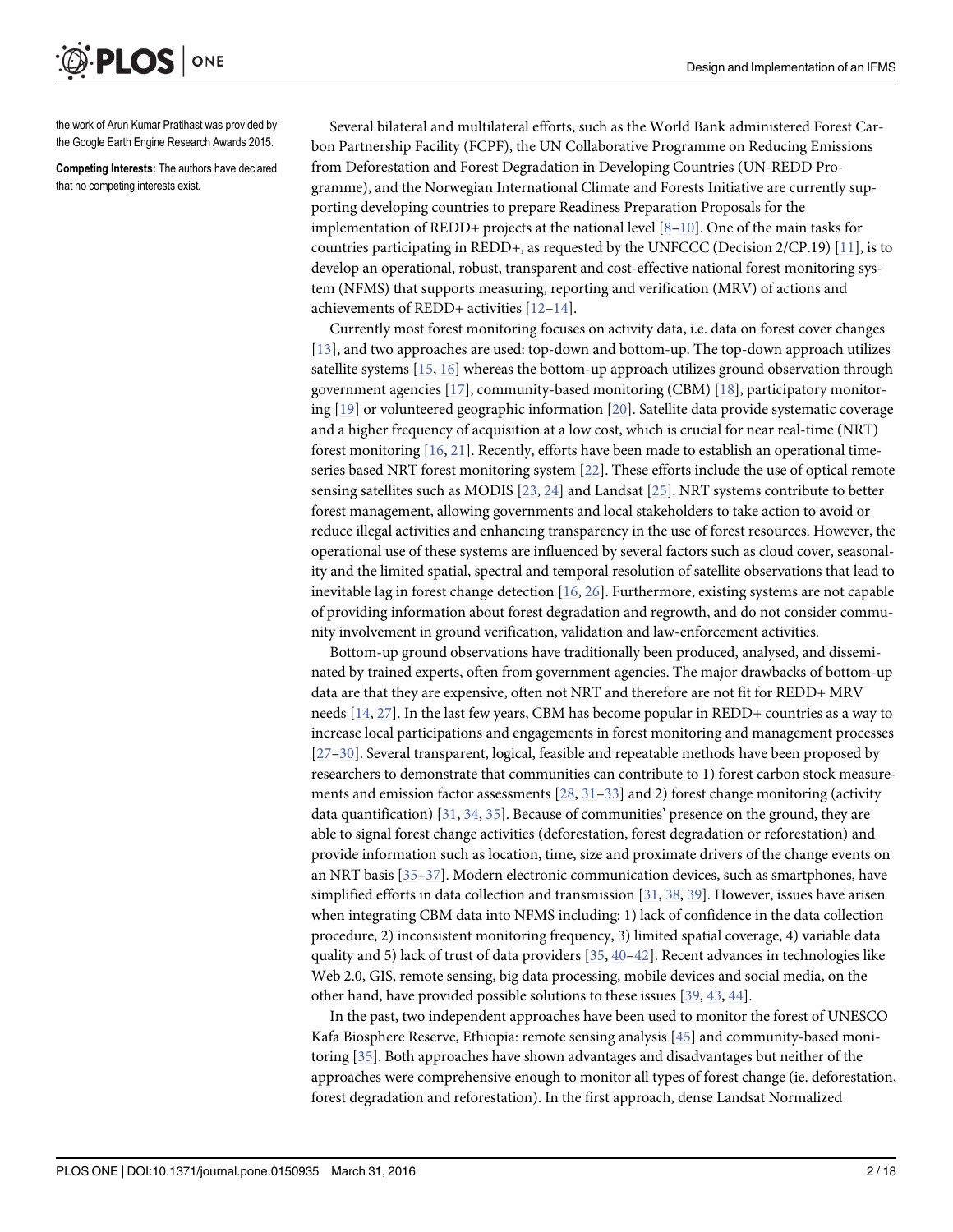the work of Arun Kumar Pratihast was provided by the Google Earth Engine Research Awards 2015.

**Competing Interests:** The authors have declared that no competing interests exist.

Several bilateral and multilateral efforts, such as the World Bank administered Forest Carbon Partnership Facility (FCPF), the UN Collaborative Programme on Reducing Emissions from Deforestation and Forest Degradation in Developing Countries (UN-REDD Programme), and the Norwegian International Climate and Forests Initiative are currently supporting developing countries to prepare Readiness Preparation Proposals for the implementation of REDD+ projects at the national level [8–10]. One of the main tasks for countries participating in REDD+, as requested by the UNFCCC (Decision 2/CP.19) [11], is to develop an operational, robust, transparent and cost-effective national forest monitoring system (NFMS) that supports measuring, reporting and verification (MRV) of actions and achievements of REDD+ activities [12–14].

Currently most forest monitoring focuses on activity data, i.e. data on forest cover changes [13], and two approaches are used: top-down and bottom-up. The top-down approach utilizes satellite systems [15, 16] whereas the bottom-up approach utilizes ground observation through government agencies [17], community-based monitoring (CBM) [18], participatory monitoring [19] or volunteered geographic information [20]. Satellite data provide systematic coverage and a higher frequency of acquisition at a low cost, which is crucial for near real-time (NRT) forest monitoring [16, 21]. Recently, efforts have been made to establish an operational time-series based NRT forest monitoring system [22]. These efforts include the use of optical remote sensing satellites such as MODIS [23, 24] and Landsat [25]. NRT systems contribute to better forest management, allowing governments and local stakeholders to take action to avoid or reduce illegal activities and enhancing transparency in the use of forest resources. However, the operational use of these systems are influenced by several factors such as cloud cover, seasonality and the limited spatial, spectral and temporal resolution of satellite observations that lead to inevitable lag in forest change detection [16, 26]. Furthermore, existing systems are not capable of providing information about forest degradation and regrowth, and do not consider community involvement in ground verification, validation and law-enforcement activities.

Bottom-up ground observations have traditionally been produced, analysed, and disseminated by trained experts, often from government agencies. The major drawbacks of bottom-up data are that they are expensive, often not NRT and therefore are not fit for REDD+ MRV needs [14, 27]. In the last few years, CBM has become popular in REDD+ countries as a way to increase local participations and engagements in forest monitoring and management processes [27–30]. Several transparent, logical, feasible and repeatable methods have been proposed by researchers to demonstrate that communities can contribute to 1) forest carbon stock measurements and emission factor assessments [28, 31–33] and 2) forest change monitoring (activity data quantification) [31, 34, 35]. Because of communities' presence on the ground, they are able to signal forest change activities (deforestation, forest degradation or reforestation) and provide information such as location, time, size and proximate drivers of the change events on an NRT basis [35–37]. Modern electronic communication devices, such as smartphones, have simplified efforts in data collection and transmission [31, 38, 39]. However, issues have arisen when integrating CBM data into NFMS including: 1) lack of confidence in the data collection procedure, 2) inconsistent monitoring frequency, 3) limited spatial coverage, 4) variable data quality and 5) lack of trust of data providers [35, 40–42]. Recent advances in technologies like Web 2.0, GIS, remote sensing, big data processing, mobile devices and social media, on the other hand, have provided possible solutions to these issues [39, 43, 44].

In the past, two independent approaches have been used to monitor the forest of UNESCO Kafa Biosphere Reserve, Ethiopia: remote sensing analysis [45] and community-based monitoring [35]. Both approaches have shown advantages and disadvantages but neither of the approaches were comprehensive enough to monitor all types of forest change (ie. deforestation, forest degradation and reforestation). In the first approach, dense Landsat Normalized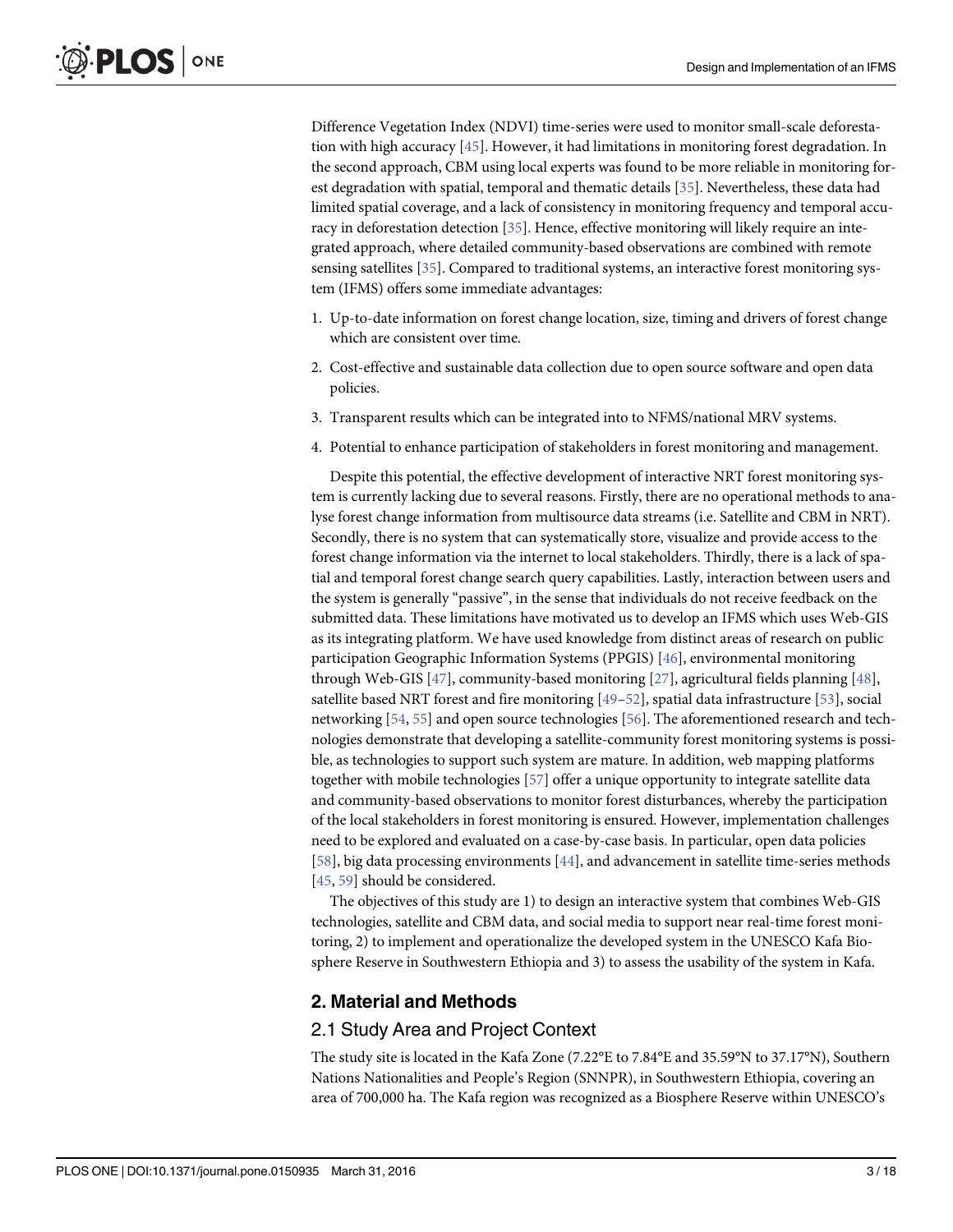Difference Vegetation Index (NDVI) time-series were used to monitor small-scale deforestation with high accuracy [45]. However, it had limitations in monitoring forest degradation. In the second approach, CBM using local experts was found to be more reliable in monitoring forest degradation with spatial, temporal and thematic details [35]. Nevertheless, these data had limited spatial coverage, and a lack of consistency in monitoring frequency and temporal accuracy in deforestation detection [35]. Hence, effective monitoring will likely require an integrated approach, where detailed community-based observations are combined with remote sensing satellites [35]. Compared to traditional systems, an interactive forest monitoring system (IFMS) offers some immediate advantages:

1. Up-to-date information on forest change location, size, timing and drivers of forest change which are consistent over time.
2. Cost-effective and sustainable data collection due to open source software and open data policies.
3. Transparent results which can be integrated into to NFMS/national MRV systems.
4. Potential to enhance participation of stakeholders in forest monitoring and management.

Despite this potential, the effective development of interactive NRT forest monitoring system is currently lacking due to several reasons. Firstly, there are no operational methods to analyse forest change information from multisource data streams (i.e. Satellite and CBM in NRT). Secondly, there is no system that can systematically store, visualize and provide access to the forest change information via the internet to local stakeholders. Thirdly, there is a lack of spatial and temporal forest change search query capabilities. Lastly, interaction between users and the system is generally "passive", in the sense that individuals do not receive feedback on the submitted data. These limitations have motivated us to develop an IFMS which uses Web-GIS as its integrating platform. We have used knowledge from distinct areas of research on public participation Geographic Information Systems (PPGIS) [46], environmental monitoring through Web-GIS [47], community-based monitoring [27], agricultural fields planning [48], satellite based NRT forest and fire monitoring [49–52], spatial data infrastructure [53], social networking [54, 55] and open source technologies [56]. The aforementioned research and technologies demonstrate that developing a satellite-community forest monitoring systems is possible, as technologies to support such system are mature. In addition, web mapping platforms together with mobile technologies [57] offer a unique opportunity to integrate satellite data and community-based observations to monitor forest disturbances, whereby the participation of the local stakeholders in forest monitoring is ensured. However, implementation challenges need to be explored and evaluated on a case-by-case basis. In particular, open data policies [58], big data processing environments [44], and advancement in satellite time-series methods [45, 59] should be considered.

The objectives of this study are 1) to design an interactive system that combines Web-GIS technologies, satellite and CBM data, and social media to support near real-time forest monitoring, 2) to implement and operationalize the developed system in the UNESCO Kafa Biosphere Reserve in Southwestern Ethiopia and 3) to assess the usability of the system in Kafa.

## 2. Material and Methods

### 2.1 Study Area and Project Context

The study site is located in the Kafa Zone (7.22°E to 7.84°E and 35.59°N to 37.17°N), Southern Nations Nationalities and People's Region (SNNPR), in Southwestern Ethiopia, covering an area of 700,000 ha. The Kafa region was recognized as a Biosphere Reserve within UNESCO's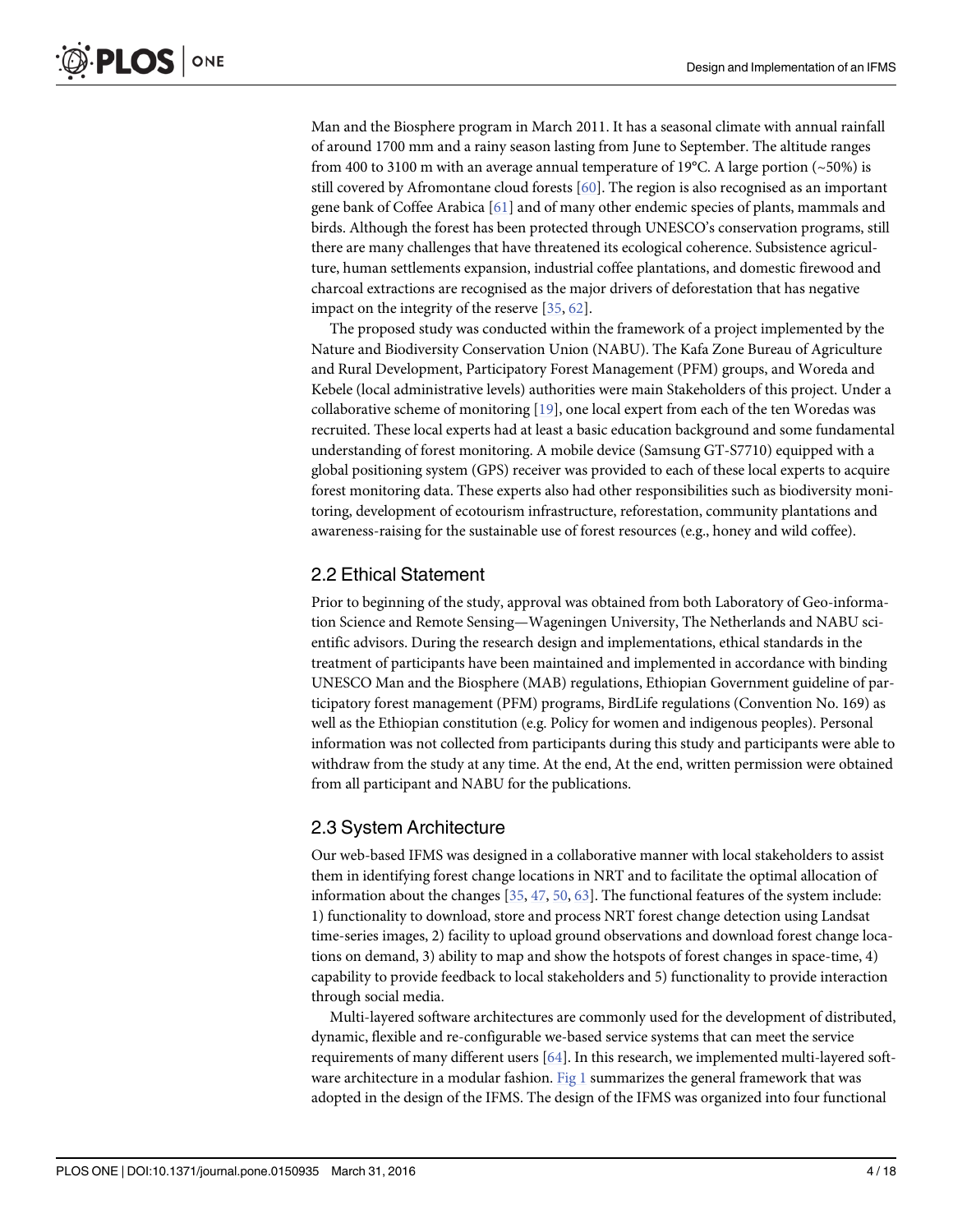Man and the Biosphere program in March 2011. It has a seasonal climate with annual rainfall of around 1700 mm and a rainy season lasting from June to September. The altitude ranges from 400 to 3100 m with an average annual temperature of 19°C. A large portion (~50%) is still covered by Afromontane cloud forests [60]. The region is also recognised as an important gene bank of Coffee Arabica [61] and of many other endemic species of plants, mammals and birds. Although the forest has been protected through UNESCO's conservation programs, still there are many challenges that have threatened its ecological coherence. Subsistence agriculture, human settlements expansion, industrial coffee plantations, and domestic firewood and charcoal extractions are recognised as the major drivers of deforestation that has negative impact on the integrity of the reserve [35, 62].

The proposed study was conducted within the framework of a project implemented by the Nature and Biodiversity Conservation Union (NABU). The Kafa Zone Bureau of Agriculture and Rural Development, Participatory Forest Management (PFM) groups, and Woreda and Kebele (local administrative levels) authorities were main Stakeholders of this project. Under a collaborative scheme of monitoring [19], one local expert from each of the ten Woredas was recruited. These local experts had at least a basic education background and some fundamental understanding of forest monitoring. A mobile device (Samsung GT-S7710) equipped with a global positioning system (GPS) receiver was provided to each of these local experts to acquire forest monitoring data. These experts also had other responsibilities such as biodiversity monitoring, development of ecotourism infrastructure, reforestation, community plantations and awareness-raising for the sustainable use of forest resources (e.g., honey and wild coffee).

## 2.2 Ethical Statement

Prior to beginning of the study, approval was obtained from both Laboratory of Geo-information Science and Remote Sensing—Wageningen University, The Netherlands and NABU scientific advisors. During the research design and implementations, ethical standards in the treatment of participants have been maintained and implemented in accordance with binding UNESCO Man and the Biosphere (MAB) regulations, Ethiopian Government guideline of participatory forest management (PFM) programs, BirdLife regulations (Convention No. 169) as well as the Ethiopian constitution (e.g. Policy for women and indigenous peoples). Personal information was not collected from participants during this study and participants were able to withdraw from the study at any time. At the end, At the end, written permission were obtained from all participant and NABU for the publications.

## 2.3 System Architecture

Our web-based IFMS was designed in a collaborative manner with local stakeholders to assist them in identifying forest change locations in NRT and to facilitate the optimal allocation of information about the changes [35, 47, 50, 63]. The functional features of the system include: 1) functionality to download, store and process NRT forest change detection using Landsat time-series images, 2) facility to upload ground observations and download forest change locations on demand, 3) ability to map and show the hotspots of forest changes in space-time, 4) capability to provide feedback to local stakeholders and 5) functionality to provide interaction through social media.

Multi-layered software architectures are commonly used for the development of distributed, dynamic, flexible and re-configurable we-based service systems that can meet the service requirements of many different users [64]. In this research, we implemented multi-layered software architecture in a modular fashion. Fig 1 summarizes the general framework that was adopted in the design of the IFMS. The design of the IFMS was organized into four functional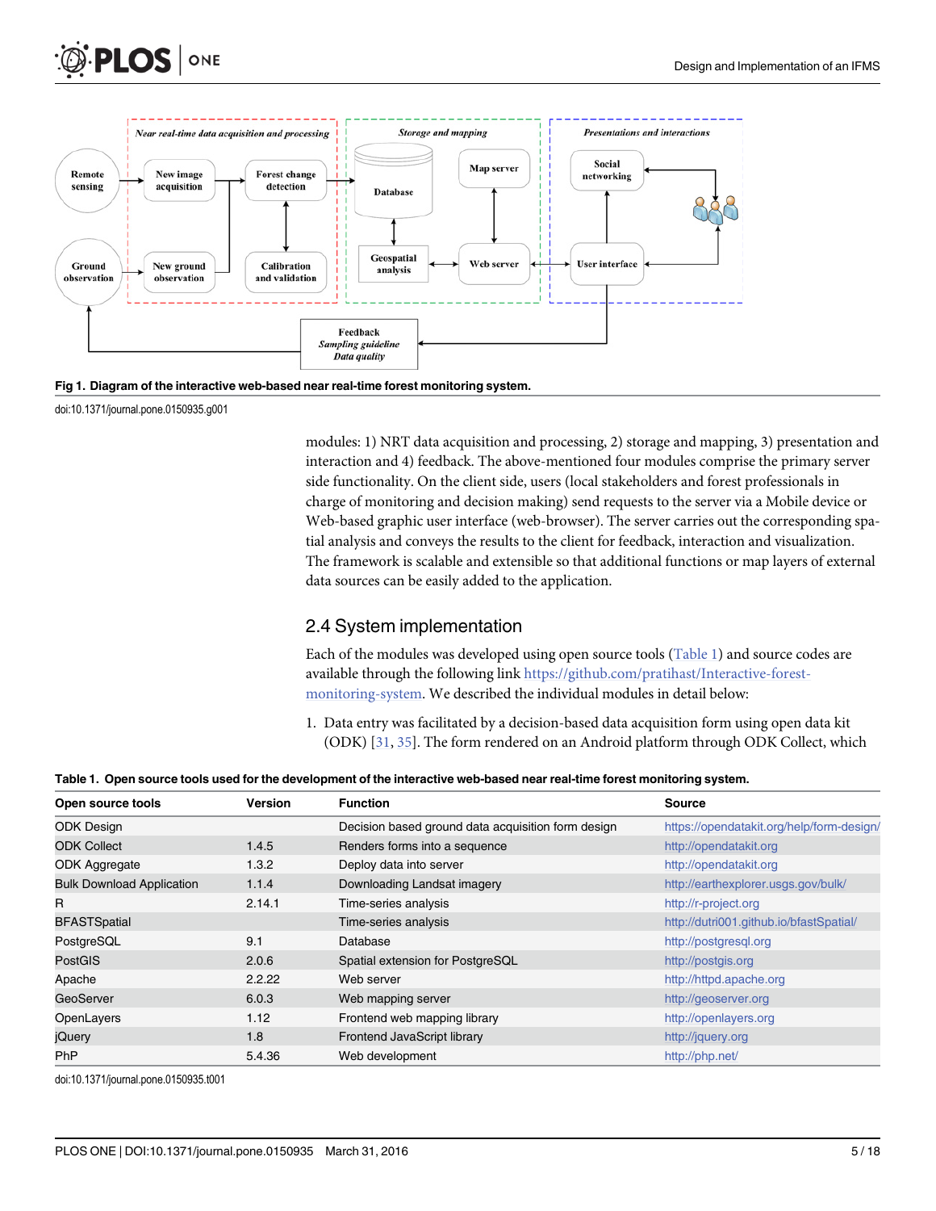Fig 1. Diagram of the interactive web-based near real-time forest monitoring system.

doi:10.1371/journal.pone.0150935.g001

modules: 1) NRT data acquisition and processing, 2) storage and mapping, 3) presentation and interaction and 4) feedback. The above-mentioned four modules comprise the primary server side functionality. On the client side, users (local stakeholders and forest professionals in charge of monitoring and decision making) send requests to the server via a Mobile device or Web-based graphic user interface (web-browser). The server carries out the corresponding spatial analysis and conveys the results to the client for feedback, interaction and visualization. The framework is scalable and extensible so that additional functions or map layers of external data sources can be easily added to the application.

## 2.4 System implementation

Each of the modules was developed using open source tools (Table 1) and source codes are available through the following link https://github.com/pratihast/Interactive-forest-monitoring-system. We described the individual modules in detail below:

1. Data entry was facilitated by a decision-based data acquisition form using open data kit (ODK) [31, 35]. The form rendered on an Android platform through ODK Collect, which

**Table 1. Open source tools used for the development of the interactive web-based near real-time forest monitoring system.**

| Open source tools | Version | Function | Source |
|---|---|---|---|
| ODK Design | | Decision based ground data acquisition form design | https://opendatakit.org/help/form-design/ |
| ODK Collect | 1.4.5 | Renders forms into a sequence | http://opendatakit.org |
| ODK Aggregate | 1.3.2 | Deploy data into server | http://opendatakit.org |
| Bulk Download Application | 1.1.4 | Downloading Landsat imagery | http://earthexplorer.usgs.gov/bulk/ |
| R | 2.14.1 | Time-series analysis | http://r-project.org |
| BFASTSpatial | | Time-series analysis | http://dutri001.github.io/bfastSpatial/ |
| PostgreSQL | 9.1 | Database | http://postgresql.org |
| PostGIS | 2.0.6 | Spatial extension for PostgreSQL | http://postgis.org |
| Apache | 2.2.22 | Web server | http://httpd.apache.org |
| GeoServer | 6.0.3 | Web mapping server | http://geoserver.org |
| OpenLayers | 1.12 | Frontend web mapping library | http://openlayers.org |
| jQuery | 1.8 | Frontend JavaScript library | http://jquery.org |
| PhP | 5.4.36 | Web development | http://php.net/ |

doi:10.1371/journal.pone.0150935.t001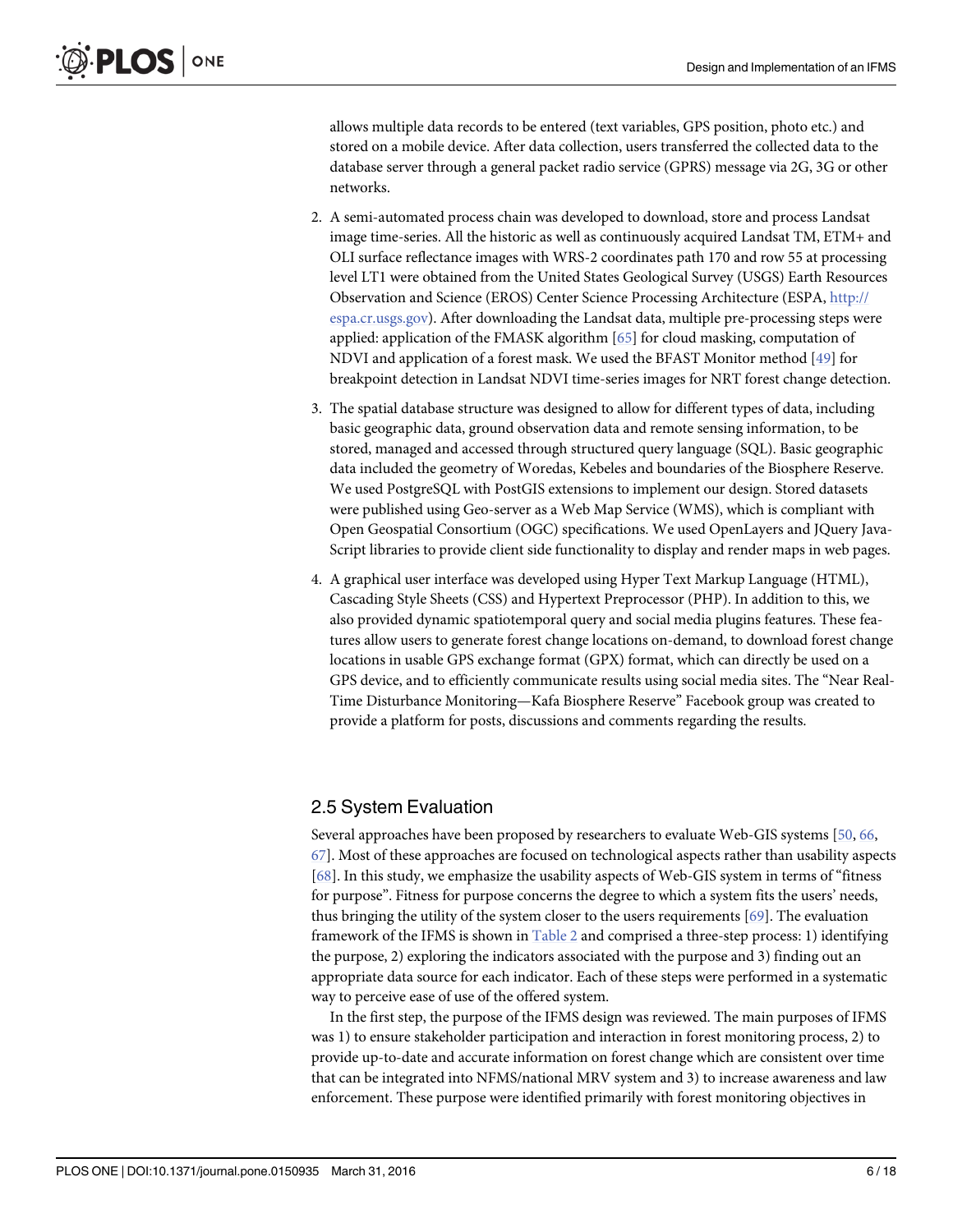allows multiple data records to be entered (text variables, GPS position, photo etc.) and stored on a mobile device. After data collection, users transferred the collected data to the database server through a general packet radio service (GPRS) message via 2G, 3G or other networks.

2. A semi-automated process chain was developed to download, store and process Landsat image time-series. All the historic as well as continuously acquired Landsat TM, ETM+ and OLI surface reflectance images with WRS-2 coordinates path 170 and row 55 at processing level LT1 were obtained from the United States Geological Survey (USGS) Earth Resources Observation and Science (EROS) Center Science Processing Architecture (ESPA, http://espa.cr.usgs.gov). After downloading the Landsat data, multiple pre-processing steps were applied: application of the FMASK algorithm [65] for cloud masking, computation of NDVI and application of a forest mask. We used the BFAST Monitor method [49] for breakpoint detection in Landsat NDVI time-series images for NRT forest change detection.
3. The spatial database structure was designed to allow for different types of data, including basic geographic data, ground observation data and remote sensing information, to be stored, managed and accessed through structured query language (SQL). Basic geographic data included the geometry of Woredas, Kebeles and boundaries of the Biosphere Reserve. We used PostgreSQL with PostGIS extensions to implement our design. Stored datasets were published using Geo-server as a Web Map Service (WMS), which is compliant with Open Geospatial Consortium (OGC) specifications. We used OpenLayers and JQuery JavaScript libraries to provide client side functionality to display and render maps in web pages.
4. A graphical user interface was developed using Hyper Text Markup Language (HTML), Cascading Style Sheets (CSS) and Hypertext Preprocessor (PHP). In addition to this, we also provided dynamic spatiotemporal query and social media plugins features. These features allow users to generate forest change locations on-demand, to download forest change locations in usable GPS exchange format (GPX) format, which can directly be used on a GPS device, and to efficiently communicate results using social media sites. The "Near Real-Time Disturbance Monitoring—Kafa Biosphere Reserve" Facebook group was created to provide a platform for posts, discussions and comments regarding the results.

## 2.5 System Evaluation

Several approaches have been proposed by researchers to evaluate Web-GIS systems [50, 66, 67]. Most of these approaches are focused on technological aspects rather than usability aspects [68]. In this study, we emphasize the usability aspects of Web-GIS system in terms of "fitness for purpose". Fitness for purpose concerns the degree to which a system fits the users' needs, thus bringing the utility of the system closer to the users requirements [69]. The evaluation framework of the IFMS is shown in Table 2 and comprised a three-step process: 1) identifying the purpose, 2) exploring the indicators associated with the purpose and 3) finding out an appropriate data source for each indicator. Each of these steps were performed in a systematic way to perceive ease of use of the offered system.

In the first step, the purpose of the IFMS design was reviewed. The main purposes of IFMS was 1) to ensure stakeholder participation and interaction in forest monitoring process, 2) to provide up-to-date and accurate information on forest change which are consistent over time that can be integrated into NFMS/national MRV system and 3) to increase awareness and law enforcement. These purpose were identified primarily with forest monitoring objectives in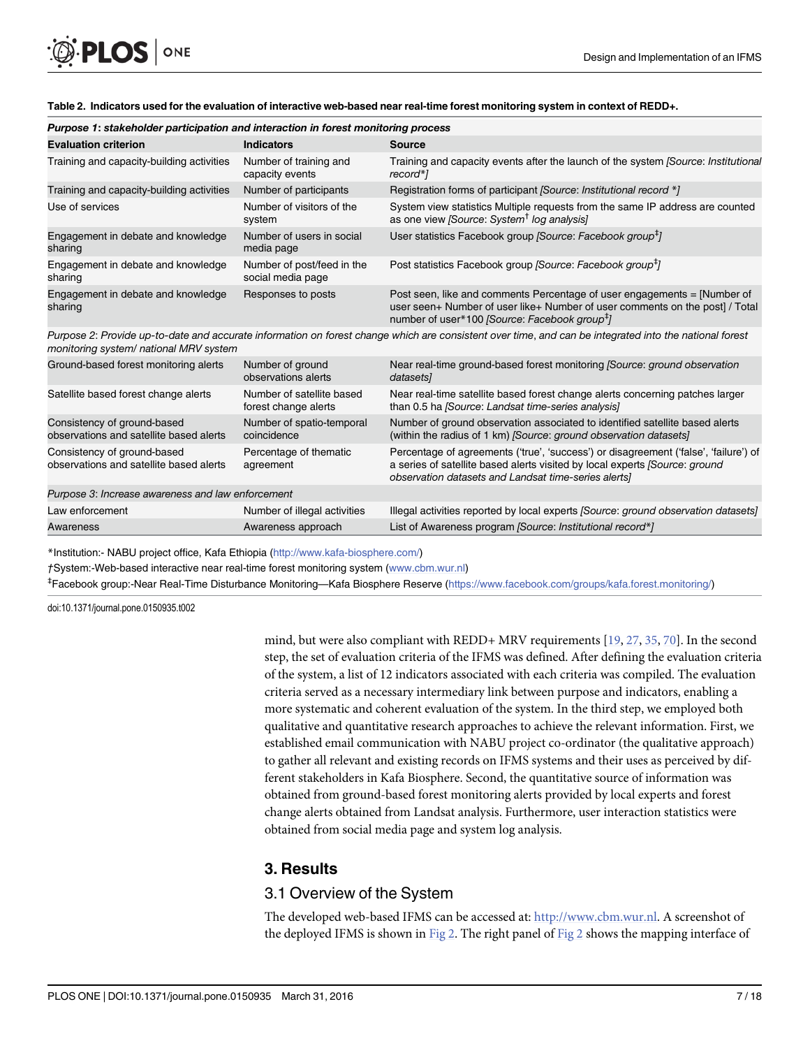**Table 2. Indicators used for the evaluation of interactive web-based near real-time forest monitoring system in context of REDD+.**

| Evaluation criterion | Indicators | Source |
|---|---|---|
| ***Purpose 1*: *stakeholder participation and interaction in forest monitoring process*** | | |
| Training and capacity-building activities | Number of training and capacity events | Training and capacity events after the launch of the system *[Source: Institutional record*]* |
| Training and capacity-building activities | Number of participants | Registration forms of participant *[Source: Institutional record *]* |
| Use of services | Number of visitors of the system | System view statistics Multiple requests from the same IP address are counted as one view *[Source: System[†] log analysis]* |
| Engagement in debate and knowledge sharing | Number of users in social media page | User statistics Facebook group *[Source: Facebook group[‡]]* |
| Engagement in debate and knowledge sharing | Number of post/feed in the social media page | Post statistics Facebook group *[Source: Facebook group[‡]]* |
| Engagement in debate and knowledge sharing | Responses to posts | Post seen, like and comments Percentage of user engagements = [Number of user seen+ Number of user like+ Number of user comments on the post] / Total number of user*100 *[Source: Facebook group[‡]]* |
| *Purpose 2*: *Provide up-to-date and accurate information on forest change which are consistent over time, and can be integrated into the national forest monitoring system/ national MRV system* | | |
| Ground-based forest monitoring alerts | Number of ground observations alerts | Near real-time ground-based forest monitoring *[Source: ground observation datasets]* |
| Satellite based forest change alerts | Number of satellite based forest change alerts | Near real-time satellite based forest change alerts concerning patches larger than 0.5 ha *[Source: Landsat time-series analysis]* |
| Consistency of ground-based observations and satellite based alerts | Number of spatio-temporal coincidence | Number of ground observation associated to identified satellite based alerts (within the radius of 1 km) *[Source: ground observation datasets]* |
| Consistency of ground-based observations and satellite based alerts | Percentage of thematic agreement | Percentage of agreements ('true', 'success') or disagreement ('false', 'failure') of a series of satellite based alerts visited by local experts *[Source: ground observation datasets and Landsat time-series alerts]* |
| *Purpose 3*: *Increase awareness and law enforcement* | | |
| Law enforcement | Number of illegal activities | Illegal activities reported by local experts *[Source: ground observation datasets]* |
| Awareness | Awareness approach | List of Awareness program *[Source: Institutional record*]* |

*Institution:- NABU project office, Kafa Ethiopia (http://www.kafa-biosphere.com/)

†System:-Web-based interactive near real-time forest monitoring system (www.cbm.wur.nl)

‡Facebook group:-Near Real-Time Disturbance Monitoring—Kafa Biosphere Reserve (https://www.facebook.com/groups/kafa.forest.monitoring/)

doi:10.1371/journal.pone.0150935.t002

mind, but were also compliant with REDD+ MRV requirements [19, 27, 35, 70]. In the second step, the set of evaluation criteria of the IFMS was defined. After defining the evaluation criteria of the system, a list of 12 indicators associated with each criteria was compiled. The evaluation criteria served as a necessary intermediary link between purpose and indicators, enabling a more systematic and coherent evaluation of the system. In the third step, we employed both qualitative and quantitative research approaches to achieve the relevant information. First, we established email communication with NABU project co-ordinator (the qualitative approach) to gather all relevant and existing records on IFMS systems and their uses as perceived by different stakeholders in Kafa Biosphere. Second, the quantitative source of information was obtained from ground-based forest monitoring alerts provided by local experts and forest change alerts obtained from Landsat analysis. Furthermore, user interaction statistics were obtained from social media page and system log analysis.

## 3. Results

### 3.1 Overview of the System

The developed web-based IFMS can be accessed at: http://www.cbm.wur.nl. A screenshot of the deployed IFMS is shown in Fig 2. The right panel of Fig 2 shows the mapping interface of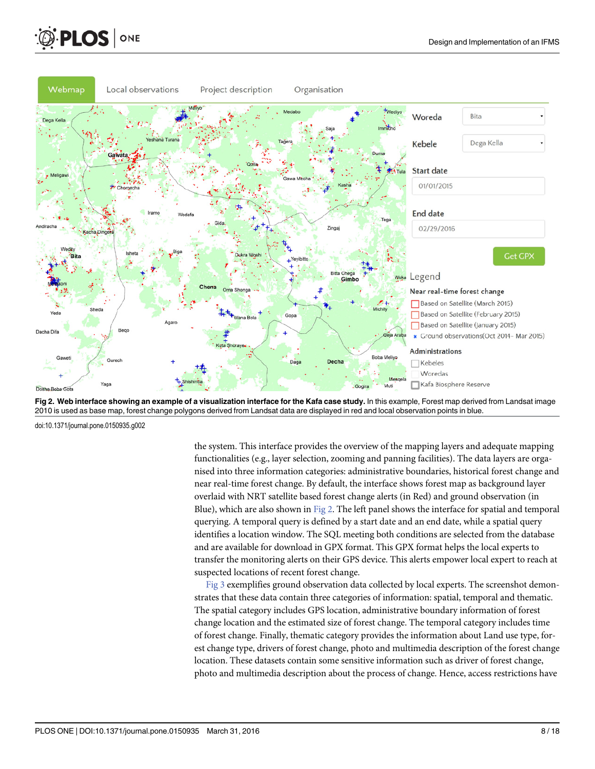**Fig 2. Web interface showing an example of a visualization interface for the Kafa case study.** In this example, Forest map derived from Landsat image 2010 is used as base map, forest change polygons derived from Landsat data are displayed in red and local observation points in blue.

doi:10.1371/journal.pone.0150935.g002

the system. This interface provides the overview of the mapping layers and adequate mapping functionalities (e.g., layer selection, zooming and panning facilities). The data layers are organised into three information categories: administrative boundaries, historical forest change and near real-time forest change. By default, the interface shows forest map as background layer overlaid with NRT satellite based forest change alerts (in Red) and ground observation (in Blue), which are also shown in Fig 2. The left panel shows the interface for spatial and temporal querying. A temporal query is defined by a start date and an end date, while a spatial query identifies a location window. The SQL meeting both conditions are selected from the database and are available for download in GPX format. This GPX format helps the local experts to transfer the monitoring alerts on their GPS device. This alerts empower local expert to reach at suspected locations of recent forest change.

Fig 3 exemplifies ground observation data collected by local experts. The screenshot demonstrates that these data contain three categories of information: spatial, temporal and thematic. The spatial category includes GPS location, administrative boundary information of forest change location and the estimated size of forest change. The temporal category includes time of forest change. Finally, thematic category provides the information about Land use type, forest change type, drivers of forest change, photo and multimedia description of the forest change location. These datasets contain some sensitive information such as driver of forest change, photo and multimedia description about the process of change. Hence, access restrictions have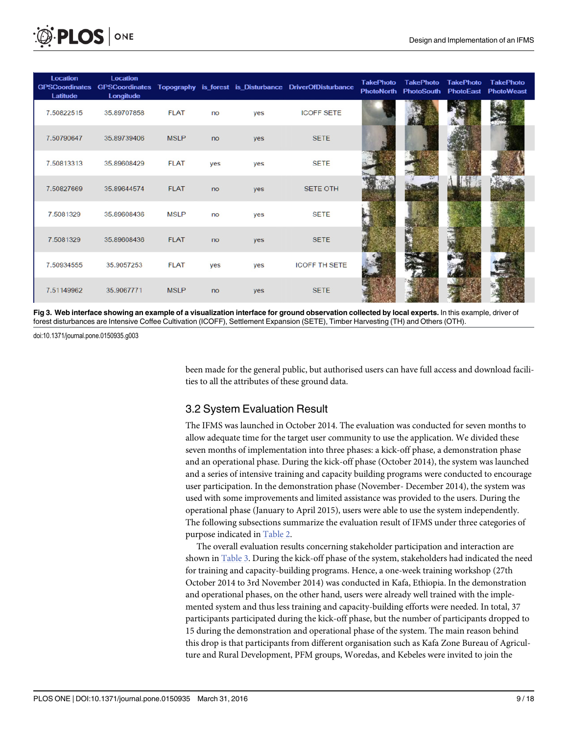| Location GPSCoordinates Latitude | Location GPSCoordinates Longitude | Topography | is_forest | is_Disturbance | DriverOfDisturbance | TakePhoto PhotoNorth | TakePhoto PhotoSouth | TakePhoto PhotoEast | TakePhoto PhotoWeast |
|---|---|---|---|---|---|---|---|---|---|
| 7.50822515 | 35.89707858 | FLAT | no | yes | ICOFF SETE | | | | |
| 7.50790647 | 35.89739406 | MSLP | no | yes | SETE | | | | |
| 7.50813313 | 35.89608429 | FLAT | yes | yes | SETE | | | | |
| 7.50827669 | 35.89644574 | FLAT | no | yes | SETE OTH | | | | |
| 7.5081329 | 35.89608436 | MSLP | no | yes | SETE | | | | |
| 7.5081329 | 35.89608436 | FLAT | no | yes | SETE | | | | |
| 7.50934555 | 35.9057253 | FLAT | yes | yes | ICOFF TH SETE | | | | |
| 7.51149962 | 35.9067771 | MSLP | no | yes | SETE | | | | |

**Fig 3. Web interface showing an example of a visualization interface for ground observation collected by local experts.** In this example, driver of forest disturbances are Intensive Coffee Cultivation (ICOFF), Settlement Expansion (SETE), Timber Harvesting (TH) and Others (OTH).

doi:10.1371/journal.pone.0150935.g003

been made for the general public, but authorised users can have full access and download facilities to all the attributes of these ground data.

## 3.2 System Evaluation Result

The IFMS was launched in October 2014. The evaluation was conducted for seven months to allow adequate time for the target user community to use the application. We divided these seven months of implementation into three phases: a kick-off phase, a demonstration phase and an operational phase. During the kick-off phase (October 2014), the system was launched and a series of intensive training and capacity building programs were conducted to encourage user participation. In the demonstration phase (November- December 2014), the system was used with some improvements and limited assistance was provided to the users. During the operational phase (January to April 2015), users were able to use the system independently. The following subsections summarize the evaluation result of IFMS under three categories of purpose indicated in Table 2.

The overall evaluation results concerning stakeholder participation and interaction are shown in Table 3. During the kick-off phase of the system, stakeholders had indicated the need for training and capacity-building programs. Hence, a one-week training workshop (27th October 2014 to 3rd November 2014) was conducted in Kafa, Ethiopia. In the demonstration and operational phases, on the other hand, users were already well trained with the implemented system and thus less training and capacity-building efforts were needed. In total, 37 participants participated during the kick-off phase, but the number of participants dropped to 15 during the demonstration and operational phase of the system. The main reason behind this drop is that participants from different organisation such as Kafa Zone Bureau of Agriculture and Rural Development, PFM groups, Woredas, and Kebeles were invited to join the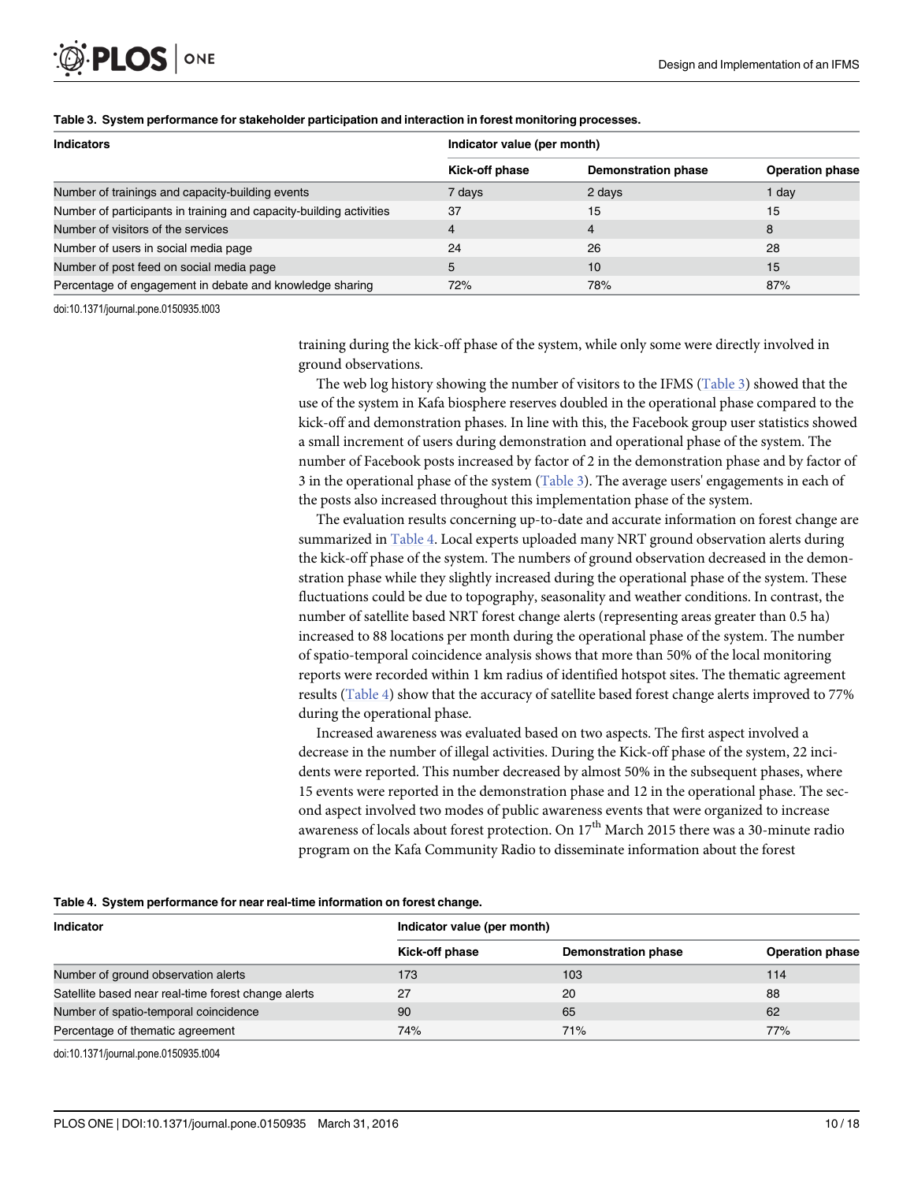**Table 3. System performance for stakeholder participation and interaction in forest monitoring processes.**

| Indicators | Indicator value (per month) | | |
|---|---|---|---|
| | Kick-off phase | Demonstration phase | Operation phase |
| Number of trainings and capacity-building events | 7 days | 2 days | 1 day |
| Number of participants in training and capacity-building activities | 37 | 15 | 15 |
| Number of visitors of the services | 4 | 4 | 8 |
| Number of users in social media page | 24 | 26 | 28 |
| Number of post feed on social media page | 5 | 10 | 15 |
| Percentage of engagement in debate and knowledge sharing | 72% | 78% | 87% |

doi:10.1371/journal.pone.0150935.t003

training during the kick-off phase of the system, while only some were directly involved in ground observations.

The web log history showing the number of visitors to the IFMS (Table 3) showed that the use of the system in Kafa biosphere reserves doubled in the operational phase compared to the kick-off and demonstration phases. In line with this, the Facebook group user statistics showed a small increment of users during demonstration and operational phase of the system. The number of Facebook posts increased by factor of 2 in the demonstration phase and by factor of 3 in the operational phase of the system (Table 3). The average users' engagements in each of the posts also increased throughout this implementation phase of the system.

The evaluation results concerning up-to-date and accurate information on forest change are summarized in Table 4. Local experts uploaded many NRT ground observation alerts during the kick-off phase of the system. The numbers of ground observation decreased in the demonstration phase while they slightly increased during the operational phase of the system. These fluctuations could be due to topography, seasonality and weather conditions. In contrast, the number of satellite based NRT forest change alerts (representing areas greater than 0.5 ha) increased to 88 locations per month during the operational phase of the system. The number of spatio-temporal coincidence analysis shows that more than 50% of the local monitoring reports were recorded within 1 km radius of identified hotspot sites. The thematic agreement results (Table 4) show that the accuracy of satellite based forest change alerts improved to 77% during the operational phase.

Increased awareness was evaluated based on two aspects. The first aspect involved a decrease in the number of illegal activities. During the Kick-off phase of the system, 22 incidents were reported. This number decreased by almost 50% in the subsequent phases, where 15 events were reported in the demonstration phase and 12 in the operational phase. The second aspect involved two modes of public awareness events that were organized to increase awareness of locals about forest protection. On 17th March 2015 there was a 30-minute radio program on the Kafa Community Radio to disseminate information about the forest

**Table 4. System performance for near real-time information on forest change.**

| Indicator | Indicator value (per month) | | |
|---|---|---|---|
| | Kick-off phase | Demonstration phase | Operation phase |
| Number of ground observation alerts | 173 | 103 | 114 |
| Satellite based near real-time forest change alerts | 27 | 20 | 88 |
| Number of spatio-temporal coincidence | 90 | 65 | 62 |
| Percentage of thematic agreement | 74% | 71% | 77% |

doi:10.1371/journal.pone.0150935.t004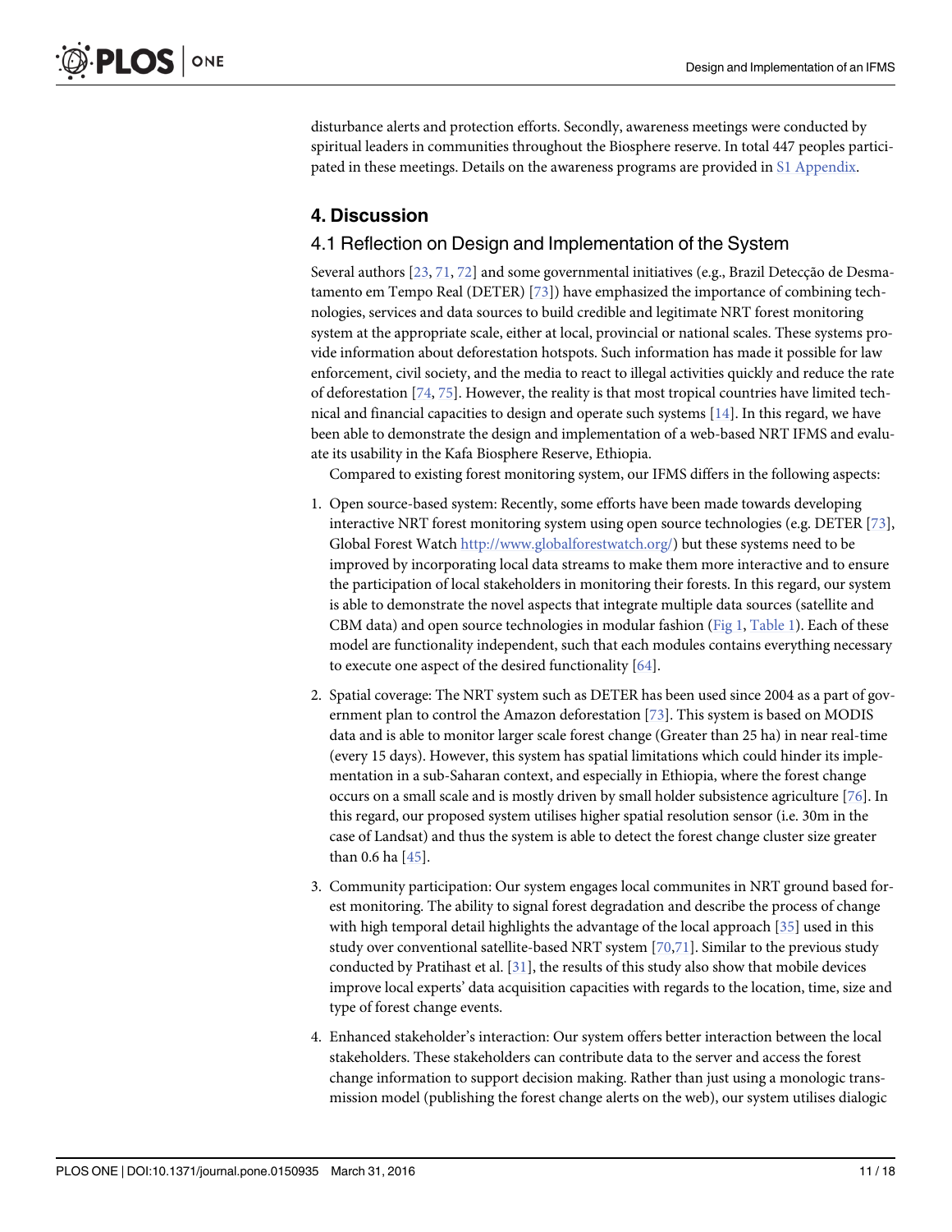disturbance alerts and protection efforts. Secondly, awareness meetings were conducted by spiritual leaders in communities throughout the Biosphere reserve. In total 447 peoples participated in these meetings. Details on the awareness programs are provided in S1 Appendix.

## 4. Discussion

### 4.1 Reflection on Design and Implementation of the System

Several authors [23, 71, 72] and some governmental initiatives (e.g., Brazil Detecção de Desmatamento em Tempo Real (DETER) [73]) have emphasized the importance of combining technologies, services and data sources to build credible and legitimate NRT forest monitoring system at the appropriate scale, either at local, provincial or national scales. These systems provide information about deforestation hotspots. Such information has made it possible for law enforcement, civil society, and the media to react to illegal activities quickly and reduce the rate of deforestation [74, 75]. However, the reality is that most tropical countries have limited technical and financial capacities to design and operate such systems [14]. In this regard, we have been able to demonstrate the design and implementation of a web-based NRT IFMS and evaluate its usability in the Kafa Biosphere Reserve, Ethiopia.

Compared to existing forest monitoring system, our IFMS differs in the following aspects:

1. Open source-based system: Recently, some efforts have been made towards developing interactive NRT forest monitoring system using open source technologies (e.g. DETER [73], Global Forest Watch http://www.globalforestwatch.org/) but these systems need to be improved by incorporating local data streams to make them more interactive and to ensure the participation of local stakeholders in monitoring their forests. In this regard, our system is able to demonstrate the novel aspects that integrate multiple data sources (satellite and CBM data) and open source technologies in modular fashion (Fig 1, Table 1). Each of these model are functionality independent, such that each modules contains everything necessary to execute one aspect of the desired functionality [64].
2. Spatial coverage: The NRT system such as DETER has been used since 2004 as a part of government plan to control the Amazon deforestation [73]. This system is based on MODIS data and is able to monitor larger scale forest change (Greater than 25 ha) in near real-time (every 15 days). However, this system has spatial limitations which could hinder its implementation in a sub-Saharan context, and especially in Ethiopia, where the forest change occurs on a small scale and is mostly driven by small holder subsistence agriculture [76]. In this regard, our proposed system utilises higher spatial resolution sensor (i.e. 30m in the case of Landsat) and thus the system is able to detect the forest change cluster size greater than 0.6 ha [45].
3. Community participation: Our system engages local communites in NRT ground based forest monitoring. The ability to signal forest degradation and describe the process of change with high temporal detail highlights the advantage of the local approach [35] used in this study over conventional satellite-based NRT system [70,71]. Similar to the previous study conducted by Pratihast et al. [31], the results of this study also show that mobile devices improve local experts' data acquisition capacities with regards to the location, time, size and type of forest change events.
4. Enhanced stakeholder's interaction: Our system offers better interaction between the local stakeholders. These stakeholders can contribute data to the server and access the forest change information to support decision making. Rather than just using a monologic transmission model (publishing the forest change alerts on the web), our system utilises dialogic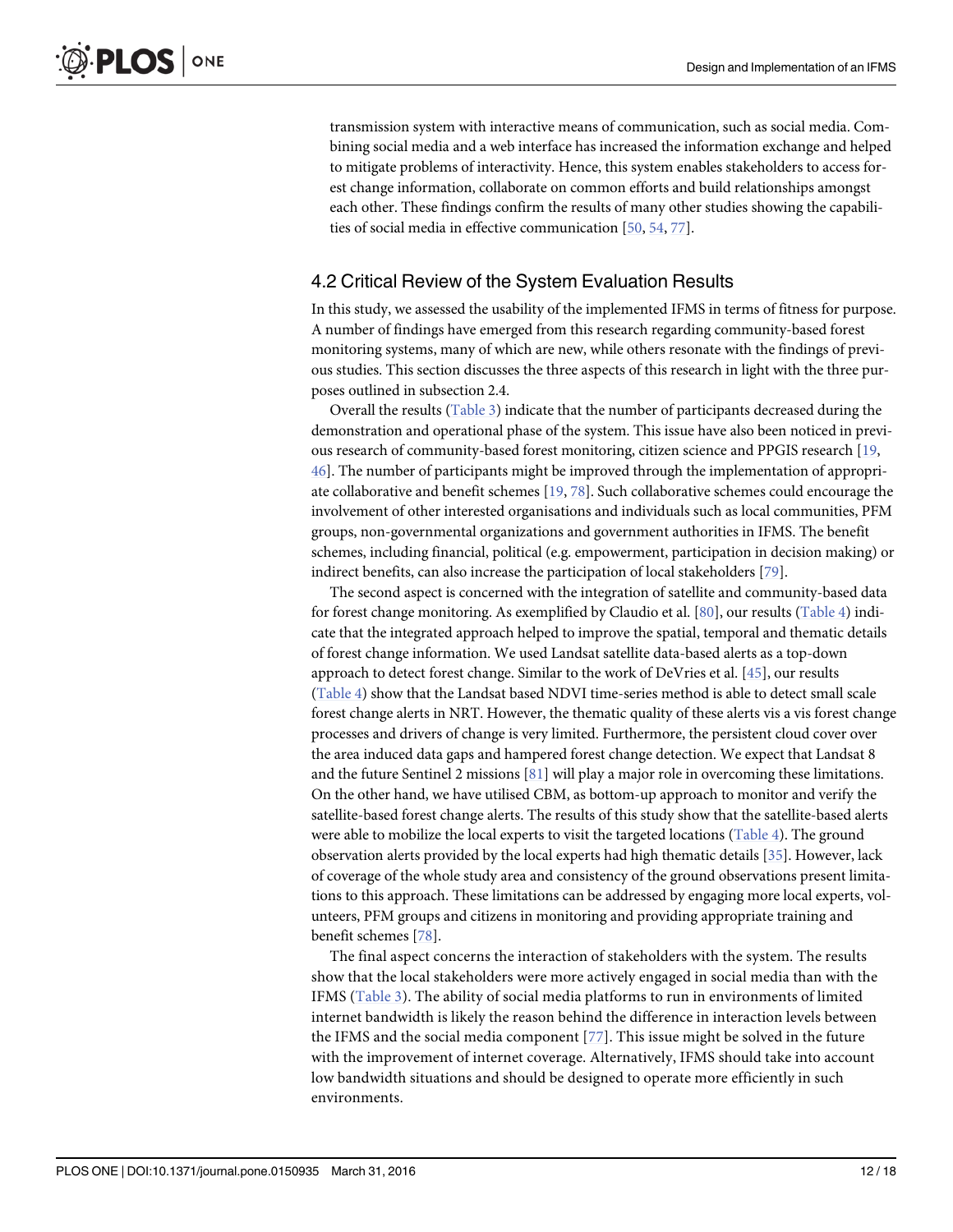transmission system with interactive means of communication, such as social media. Combining social media and a web interface has increased the information exchange and helped to mitigate problems of interactivity. Hence, this system enables stakeholders to access forest change information, collaborate on common efforts and build relationships amongst each other. These findings confirm the results of many other studies showing the capabilities of social media in effective communication [50, 54, 77].

## 4.2 Critical Review of the System Evaluation Results

In this study, we assessed the usability of the implemented IFMS in terms of fitness for purpose. A number of findings have emerged from this research regarding community-based forest monitoring systems, many of which are new, while others resonate with the findings of previous studies. This section discusses the three aspects of this research in light with the three purposes outlined in subsection 2.4.

Overall the results (Table 3) indicate that the number of participants decreased during the demonstration and operational phase of the system. This issue have also been noticed in previous research of community-based forest monitoring, citizen science and PPGIS research [19, 46]. The number of participants might be improved through the implementation of appropriate collaborative and benefit schemes [19, 78]. Such collaborative schemes could encourage the involvement of other interested organisations and individuals such as local communities, PFM groups, non-governmental organizations and government authorities in IFMS. The benefit schemes, including financial, political (e.g. empowerment, participation in decision making) or indirect benefits, can also increase the participation of local stakeholders [79].

The second aspect is concerned with the integration of satellite and community-based data for forest change monitoring. As exemplified by Claudio et al. [80], our results (Table 4) indicate that the integrated approach helped to improve the spatial, temporal and thematic details of forest change information. We used Landsat satellite data-based alerts as a top-down approach to detect forest change. Similar to the work of DeVries et al. [45], our results (Table 4) show that the Landsat based NDVI time-series method is able to detect small scale forest change alerts in NRT. However, the thematic quality of these alerts vis a vis forest change processes and drivers of change is very limited. Furthermore, the persistent cloud cover over the area induced data gaps and hampered forest change detection. We expect that Landsat 8 and the future Sentinel 2 missions [81] will play a major role in overcoming these limitations. On the other hand, we have utilised CBM, as bottom-up approach to monitor and verify the satellite-based forest change alerts. The results of this study show that the satellite-based alerts were able to mobilize the local experts to visit the targeted locations (Table 4). The ground observation alerts provided by the local experts had high thematic details [35]. However, lack of coverage of the whole study area and consistency of the ground observations present limitations to this approach. These limitations can be addressed by engaging more local experts, volunteers, PFM groups and citizens in monitoring and providing appropriate training and benefit schemes [78].

The final aspect concerns the interaction of stakeholders with the system. The results show that the local stakeholders were more actively engaged in social media than with the IFMS (Table 3). The ability of social media platforms to run in environments of limited internet bandwidth is likely the reason behind the difference in interaction levels between the IFMS and the social media component [77]. This issue might be solved in the future with the improvement of internet coverage. Alternatively, IFMS should take into account low bandwidth situations and should be designed to operate more efficiently in such environments.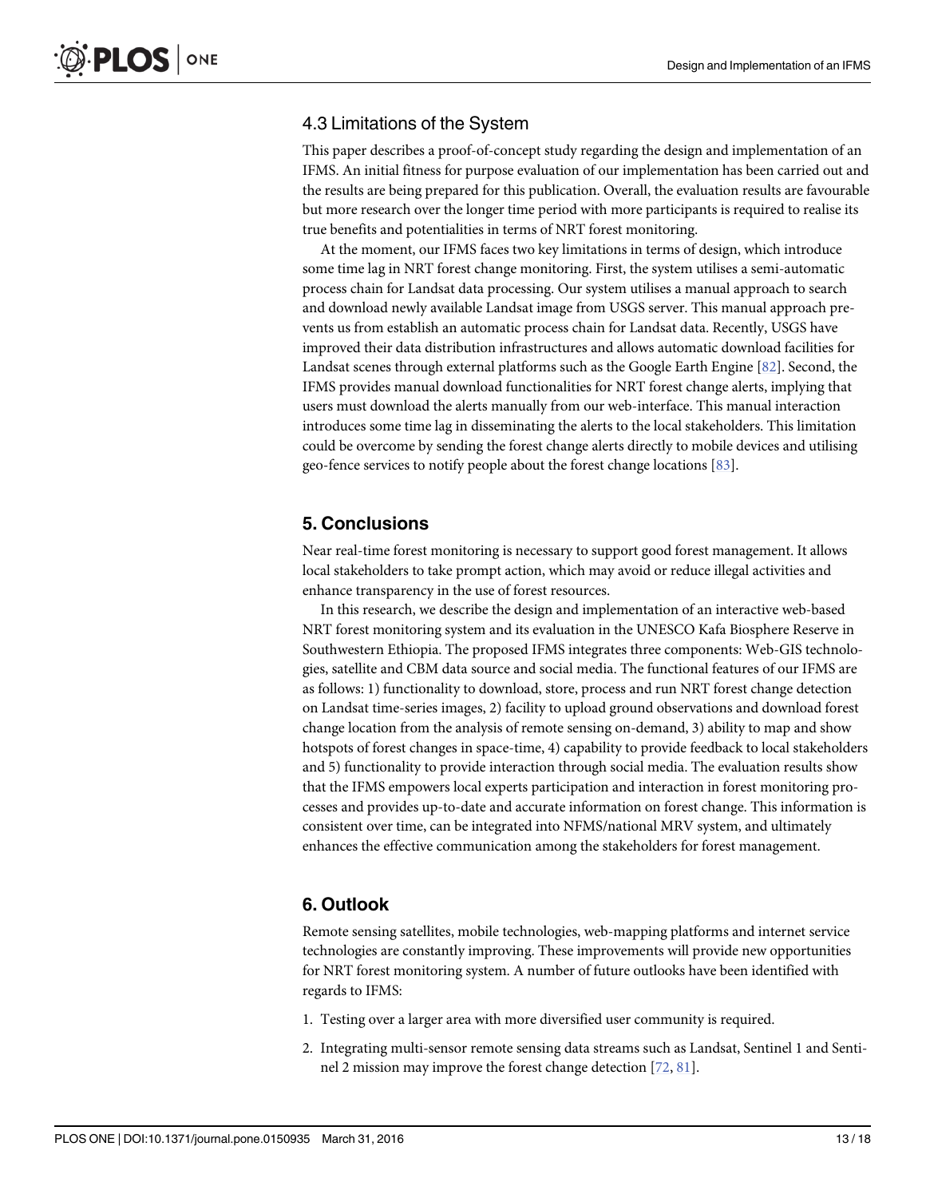### 4.3 Limitations of the System

This paper describes a proof-of-concept study regarding the design and implementation of an IFMS. An initial fitness for purpose evaluation of our implementation has been carried out and the results are being prepared for this publication. Overall, the evaluation results are favourable but more research over the longer time period with more participants is required to realise its true benefits and potentialities in terms of NRT forest monitoring.

At the moment, our IFMS faces two key limitations in terms of design, which introduce some time lag in NRT forest change monitoring. First, the system utilises a semi-automatic process chain for Landsat data processing. Our system utilises a manual approach to search and download newly available Landsat image from USGS server. This manual approach prevents us from establish an automatic process chain for Landsat data. Recently, USGS have improved their data distribution infrastructures and allows automatic download facilities for Landsat scenes through external platforms such as the Google Earth Engine [82]. Second, the IFMS provides manual download functionalities for NRT forest change alerts, implying that users must download the alerts manually from our web-interface. This manual interaction introduces some time lag in disseminating the alerts to the local stakeholders. This limitation could be overcome by sending the forest change alerts directly to mobile devices and utilising geo-fence services to notify people about the forest change locations [83].

## 5. Conclusions

Near real-time forest monitoring is necessary to support good forest management. It allows local stakeholders to take prompt action, which may avoid or reduce illegal activities and enhance transparency in the use of forest resources.

In this research, we describe the design and implementation of an interactive web-based NRT forest monitoring system and its evaluation in the UNESCO Kafa Biosphere Reserve in Southwestern Ethiopia. The proposed IFMS integrates three components: Web-GIS technologies, satellite and CBM data source and social media. The functional features of our IFMS are as follows: 1) functionality to download, store, process and run NRT forest change detection on Landsat time-series images, 2) facility to upload ground observations and download forest change location from the analysis of remote sensing on-demand, 3) ability to map and show hotspots of forest changes in space-time, 4) capability to provide feedback to local stakeholders and 5) functionality to provide interaction through social media. The evaluation results show that the IFMS empowers local experts participation and interaction in forest monitoring processes and provides up-to-date and accurate information on forest change. This information is consistent over time, can be integrated into NFMS/national MRV system, and ultimately enhances the effective communication among the stakeholders for forest management.

## 6. Outlook

Remote sensing satellites, mobile technologies, web-mapping platforms and internet service technologies are constantly improving. These improvements will provide new opportunities for NRT forest monitoring system. A number of future outlooks have been identified with regards to IFMS:

1. Testing over a larger area with more diversified user community is required.
2. Integrating multi-sensor remote sensing data streams such as Landsat, Sentinel 1 and Sentinel 2 mission may improve the forest change detection [72, 81].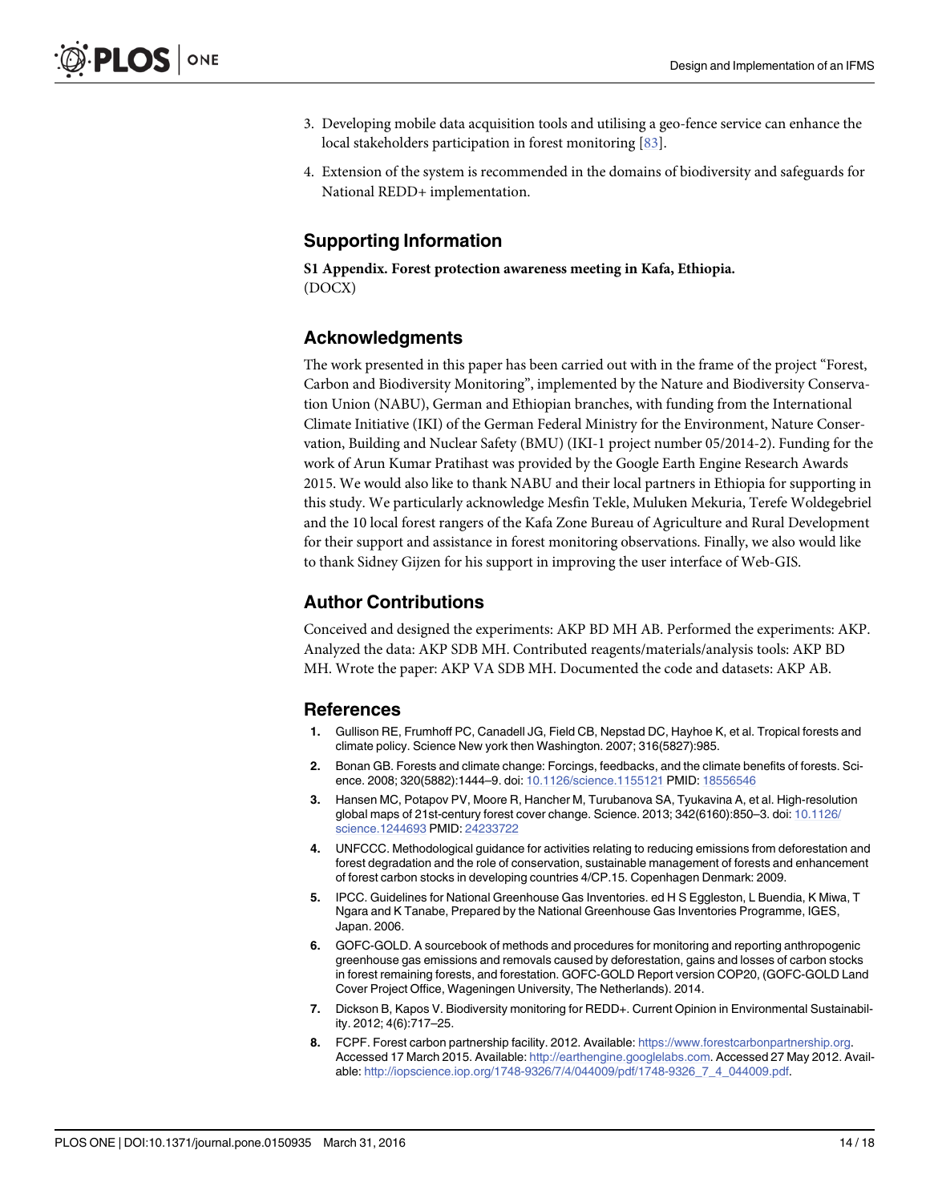3. Developing mobile data acquisition tools and utilising a geo-fence service can enhance the local stakeholders participation in forest monitoring [83].
4. Extension of the system is recommended in the domains of biodiversity and safeguards for National REDD+ implementation.

## Supporting Information

**S1 Appendix. Forest protection awareness meeting in Kafa, Ethiopia.**
(DOCX)

## Acknowledgments

The work presented in this paper has been carried out with in the frame of the project "Forest, Carbon and Biodiversity Monitoring", implemented by the Nature and Biodiversity Conservation Union (NABU), German and Ethiopian branches, with funding from the International Climate Initiative (IKI) of the German Federal Ministry for the Environment, Nature Conservation, Building and Nuclear Safety (BMU) (IKI-1 project number 05/2014-2). Funding for the work of Arun Kumar Pratihast was provided by the Google Earth Engine Research Awards 2015. We would also like to thank NABU and their local partners in Ethiopia for supporting in this study. We particularly acknowledge Mesfin Tekle, Muluken Mekuria, Terefe Woldegebriel and the 10 local forest rangers of the Kafa Zone Bureau of Agriculture and Rural Development for their support and assistance in forest monitoring observations. Finally, we also would like to thank Sidney Gijzen for his support in improving the user interface of Web-GIS.

## Author Contributions

Conceived and designed the experiments: AKP BD MH AB. Performed the experiments: AKP. Analyzed the data: AKP SDB MH. Contributed reagents/materials/analysis tools: AKP BD MH. Wrote the paper: AKP VA SDB MH. Documented the code and datasets: AKP AB.

## References

1. Gullison RE, Frumhoff PC, Canadell JG, Field CB, Nepstad DC, Hayhoe K, et al. Tropical forests and climate policy. Science New york then Washington. 2007; 316(5827):985.
2. Bonan GB. Forests and climate change: Forcings, feedbacks, and the climate benefits of forests. Science. 2008; 320(5882):1444–9. doi: 10.1126/science.1155121 PMID: 18556546
3. Hansen MC, Potapov PV, Moore R, Hancher M, Turubanova SA, Tyukavina A, et al. High-resolution global maps of 21st-century forest cover change. Science. 2013; 342(6160):850–3. doi: 10.1126/science.1244693 PMID: 24233722
4. UNFCCC. Methodological guidance for activities relating to reducing emissions from deforestation and forest degradation and the role of conservation, sustainable management of forests and enhancement of forest carbon stocks in developing countries 4/CP.15. Copenhagen Denmark: 2009.
5. IPCC. Guidelines for National Greenhouse Gas Inventories. ed H S Eggleston, L Buendia, K Miwa, T Ngara and K Tanabe, Prepared by the National Greenhouse Gas Inventories Programme, IGES, Japan. 2006.
6. GOFC-GOLD. A sourcebook of methods and procedures for monitoring and reporting anthropogenic greenhouse gas emissions and removals caused by deforestation, gains and losses of carbon stocks in forest remaining forests, and forestation. GOFC-GOLD Report version COP20, (GOFC-GOLD Land Cover Project Office, Wageningen University, The Netherlands). 2014.
7. Dickson B, Kapos V. Biodiversity monitoring for REDD+. Current Opinion in Environmental Sustainability. 2012; 4(6):717–25.
8. FCPF. Forest carbon partnership facility. 2012. Available: https://www.forestcarbonpartnership.org. Accessed 17 March 2015. Available: http://earthengine.googlelabs.com. Accessed 27 May 2012. Available: http://iopscience.iop.org/1748-9326/7/4/044009/pdf/1748-9326_7_4_044009.pdf.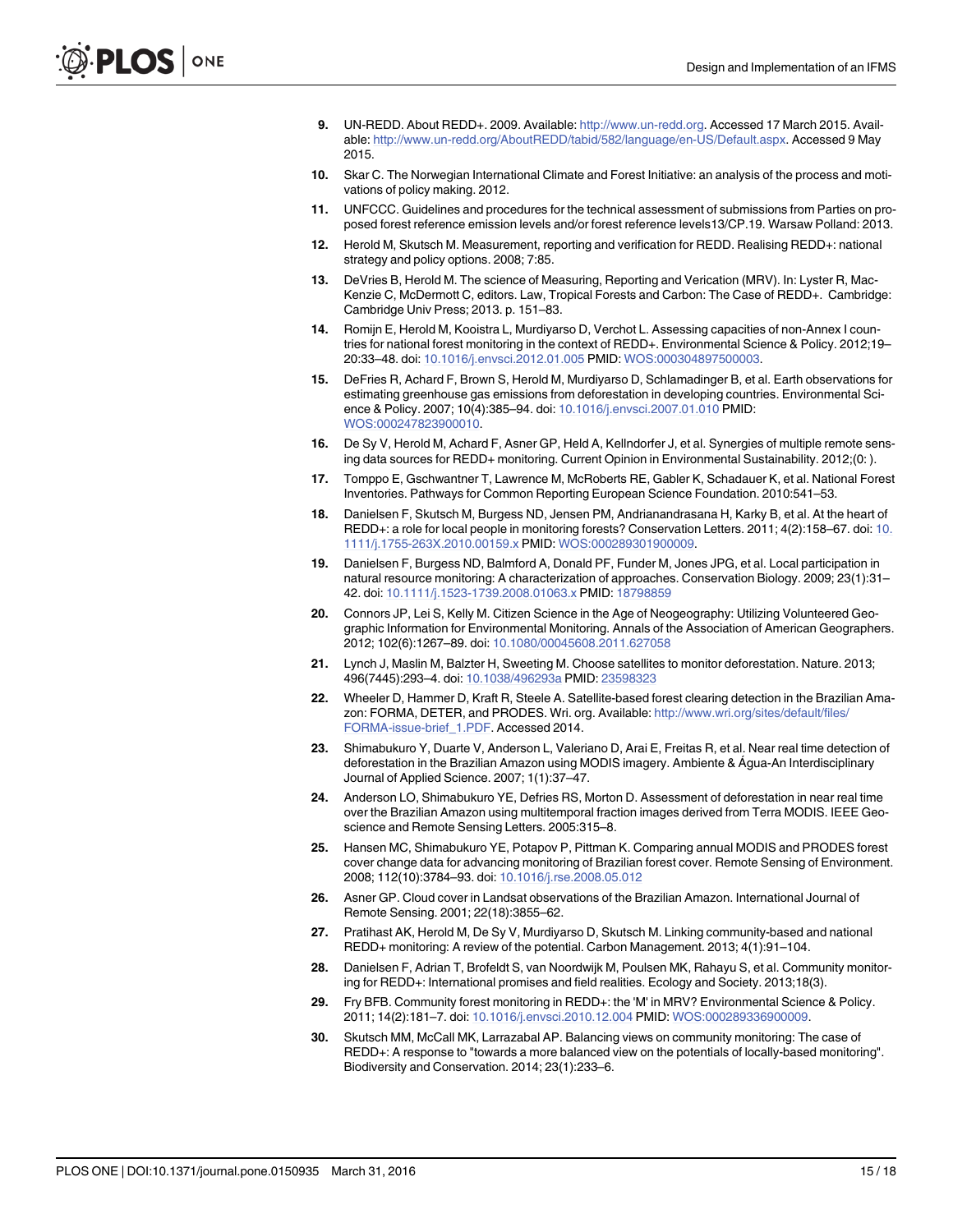9. UN-REDD. About REDD+. 2009. Available: http://www.un-redd.org. Accessed 17 March 2015. Available: http://www.un-redd.org/AboutREDD/tabid/582/language/en-US/Default.aspx. Accessed 9 May 2015.
10. Skar C. The Norwegian International Climate and Forest Initiative: an analysis of the process and motivations of policy making. 2012.
11. UNFCCC. Guidelines and procedures for the technical assessment of submissions from Parties on proposed forest reference emission levels and/or forest reference levels13/CP.19. Warsaw Polland: 2013.
12. Herold M, Skutsch M. Measurement, reporting and verification for REDD. Realising REDD+: national strategy and policy options. 2008; 7:85.
13. DeVries B, Herold M. The science of Measuring, Reporting and Verication (MRV). In: Lyster R, MacKenzie C, McDermott C, editors. Law, Tropical Forests and Carbon: The Case of REDD+. Cambridge: Cambridge Univ Press; 2013. p. 151–83.
14. Romijn E, Herold M, Kooistra L, Murdiyarso D, Verchot L. Assessing capacities of non-Annex I countries for national forest monitoring in the context of REDD+. Environmental Science & Policy. 2012;19–20:33–48. doi: 10.1016/j.envsci.2012.01.005 PMID: WOS:000304897500003.
15. DeFries R, Achard F, Brown S, Herold M, Murdiyarso D, Schlamadinger B, et al. Earth observations for estimating greenhouse gas emissions from deforestation in developing countries. Environmental Science & Policy. 2007; 10(4):385–94. doi: 10.1016/j.envsci.2007.01.010 PMID: WOS:000247823900010.
16. De Sy V, Herold M, Achard F, Asner GP, Held A, Kellndorfer J, et al. Synergies of multiple remote sensing data sources for REDD+ monitoring. Current Opinion in Environmental Sustainability. 2012;(0: ).
17. Tomppo E, Gschwantner T, Lawrence M, McRoberts RE, Gabler K, Schadauer K, et al. National Forest Inventories. Pathways for Common Reporting European Science Foundation. 2010:541–53.
18. Danielsen F, Skutsch M, Burgess ND, Jensen PM, Andrianandrasana H, Karky B, et al. At the heart of REDD+: a role for local people in monitoring forests? Conservation Letters. 2011; 4(2):158–67. doi: 10.1111/j.1755-263X.2010.00159.x PMID: WOS:000289301900009.
19. Danielsen F, Burgess ND, Balmford A, Donald PF, Funder M, Jones JPG, et al. Local participation in natural resource monitoring: A characterization of approaches. Conservation Biology. 2009; 23(1):31–42. doi: 10.1111/j.1523-1739.2008.01063.x PMID: 18798859
20. Connors JP, Lei S, Kelly M. Citizen Science in the Age of Neogeography: Utilizing Volunteered Geographic Information for Environmental Monitoring. Annals of the Association of American Geographers. 2012; 102(6):1267–89. doi: 10.1080/00045608.2011.627058
21. Lynch J, Maslin M, Balzter H, Sweeting M. Choose satellites to monitor deforestation. Nature. 2013; 496(7445):293–4. doi: 10.1038/496293a PMID: 23598323
22. Wheeler D, Hammer D, Kraft R, Steele A. Satellite-based forest clearing detection in the Brazilian Amazon: FORMA, DETER, and PRODES. Wri. org. Available: http://www.wri.org/sites/default/files/FORMA-issue-brief_1.PDF. Accessed 2014.
23. Shimabukuro Y, Duarte V, Anderson L, Valeriano D, Arai E, Freitas R, et al. Near real time detection of deforestation in the Brazilian Amazon using MODIS imagery. Ambiente & Água-An Interdisciplinary Journal of Applied Science. 2007; 1(1):37–47.
24. Anderson LO, Shimabukuro YE, Defries RS, Morton D. Assessment of deforestation in near real time over the Brazilian Amazon using multitemporal fraction images derived from Terra MODIS. IEEE Geoscience and Remote Sensing Letters. 2005:315–8.
25. Hansen MC, Shimabukuro YE, Potapov P, Pittman K. Comparing annual MODIS and PRODES forest cover change data for advancing monitoring of Brazilian forest cover. Remote Sensing of Environment. 2008; 112(10):3784–93. doi: 10.1016/j.rse.2008.05.012
26. Asner GP. Cloud cover in Landsat observations of the Brazilian Amazon. International Journal of Remote Sensing. 2001; 22(18):3855–62.
27. Pratihast AK, Herold M, De Sy V, Murdiyarso D, Skutsch M. Linking community-based and national REDD+ monitoring: A review of the potential. Carbon Management. 2013; 4(1):91–104.
28. Danielsen F, Adrian T, Brofeldt S, van Noordwijk M, Poulsen MK, Rahayu S, et al. Community monitoring for REDD+: International promises and field realities. Ecology and Society. 2013;18(3).
29. Fry BFB. Community forest monitoring in REDD+: the 'M' in MRV? Environmental Science & Policy. 2011; 14(2):181–7. doi: 10.1016/j.envsci.2010.12.004 PMID: WOS:000289336900009.
30. Skutsch MM, McCall MK, Larrazabal AP. Balancing views on community monitoring: The case of REDD+: A response to "towards a more balanced view on the potentials of locally-based monitoring". Biodiversity and Conservation. 2014; 23(1):233–6.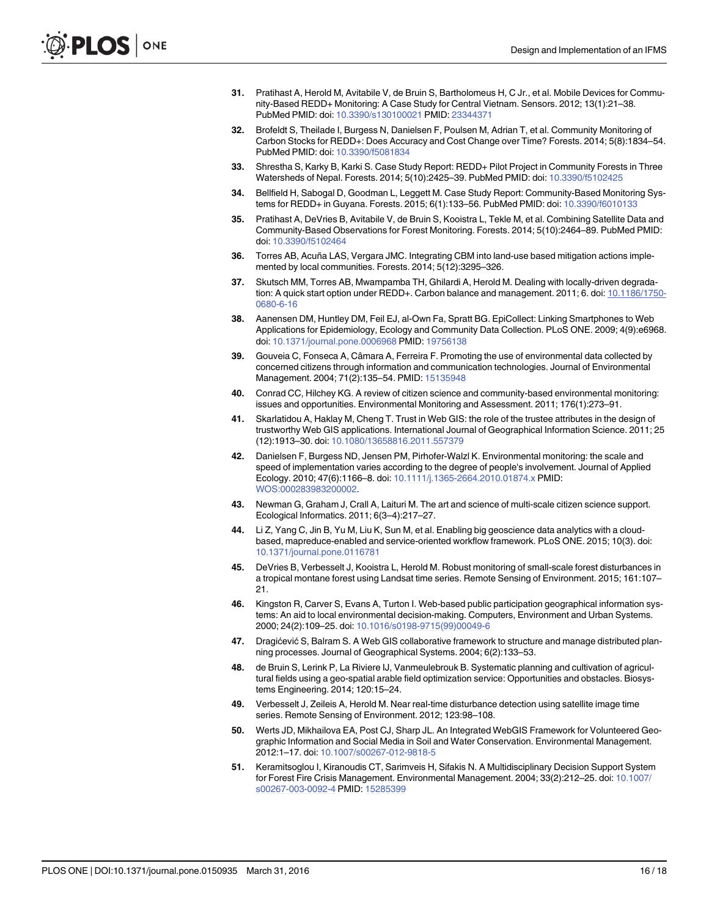31. Pratihast A, Herold M, Avitabile V, de Bruin S, Bartholomeus H, C Jr., et al. Mobile Devices for Community-Based REDD+ Monitoring: A Case Study for Central Vietnam. Sensors. 2012; 13(1):21–38. PubMed PMID: doi: 10.3390/s130100021 PMID: 23344371

32. Brofeldt S, Theilade I, Burgess N, Danielsen F, Poulsen M, Adrian T, et al. Community Monitoring of Carbon Stocks for REDD+: Does Accuracy and Cost Change over Time? Forests. 2014; 5(8):1834–54. PubMed PMID: doi: 10.3390/f5081834

33. Shrestha S, Karky B, Karki S. Case Study Report: REDD+ Pilot Project in Community Forests in Three Watersheds of Nepal. Forests. 2014; 5(10):2425–39. PubMed PMID: doi: 10.3390/f5102425

34. Bellfield H, Sabogal D, Goodman L, Leggett M. Case Study Report: Community-Based Monitoring Systems for REDD+ in Guyana. Forests. 2015; 6(1):133–56. PubMed PMID: doi: 10.3390/f6010133

35. Pratihast A, DeVries B, Avitabile V, de Bruin S, Kooistra L, Tekle M, et al. Combining Satellite Data and Community-Based Observations for Forest Monitoring. Forests. 2014; 5(10):2464–89. PubMed PMID: doi: 10.3390/f5102464

36. Torres AB, Acuña LAS, Vergara JMC. Integrating CBM into land-use based mitigation actions implemented by local communities. Forests. 2014; 5(12):3295–326.

37. Skutsch MM, Torres AB, Mwampamba TH, Ghilardi A, Herold M. Dealing with locally-driven degradation: A quick start option under REDD+. Carbon balance and management. 2011; 6. doi: 10.1186/1750-0680-6-16

38. Aanensen DM, Huntley DM, Feil EJ, al-Own Fa, Spratt BG. EpiCollect: Linking Smartphones to Web Applications for Epidemiology, Ecology and Community Data Collection. PLoS ONE. 2009; 4(9):e6968. doi: 10.1371/journal.pone.0006968 PMID: 19756138

39. Gouveia C, Fonseca A, Câmara A, Ferreira F. Promoting the use of environmental data collected by concerned citizens through information and communication technologies. Journal of Environmental Management. 2004; 71(2):135–54. PMID: 15135948

40. Conrad CC, Hilchey KG. A review of citizen science and community-based environmental monitoring: issues and opportunities. Environmental Monitoring and Assessment. 2011; 176(1):273–91.

41. Skarlatidou A, Haklay M, Cheng T. Trust in Web GIS: the role of the trustee attributes in the design of trustworthy Web GIS applications. International Journal of Geographical Information Science. 2011; 25 (12):1913–30. doi: 10.1080/13658816.2011.557379

42. Danielsen F, Burgess ND, Jensen PM, Pirhofer-Walzl K. Environmental monitoring: the scale and speed of implementation varies according to the degree of people's involvement. Journal of Applied Ecology. 2010; 47(6):1166–8. doi: 10.1111/j.1365-2664.2010.01874.x PMID: WOS:000283983200002.

43. Newman G, Graham J, Crall A, Laituri M. The art and science of multi-scale citizen science support. Ecological Informatics. 2011; 6(3–4):217–27.

44. Li Z, Yang C, Jin B, Yu M, Liu K, Sun M, et al. Enabling big geoscience data analytics with a cloud-based, mapreduce-enabled and service-oriented workflow framework. PLoS ONE. 2015; 10(3). doi: 10.1371/journal.pone.0116781

45. DeVries B, Verbesselt J, Kooistra L, Herold M. Robust monitoring of small-scale forest disturbances in a tropical montane forest using Landsat time series. Remote Sensing of Environment. 2015; 161:107–21.

46. Kingston R, Carver S, Evans A, Turton I. Web-based public participation geographical information systems: An aid to local environmental decision-making. Computers, Environment and Urban Systems. 2000; 24(2):109–25. doi: 10.1016/s0198-9715(99)00049-6

47. Dragićević S, Balram S. A Web GIS collaborative framework to structure and manage distributed planning processes. Journal of Geographical Systems. 2004; 6(2):133–53.

48. de Bruin S, Lerink P, La Riviere IJ, Vanmeulebrouk B. Systematic planning and cultivation of agricultural fields using a geo-spatial arable field optimization service: Opportunities and obstacles. Biosystems Engineering. 2014; 120:15–24.

49. Verbesselt J, Zeileis A, Herold M. Near real-time disturbance detection using satellite image time series. Remote Sensing of Environment. 2012; 123:98–108.

50. Werts JD, Mikhailova EA, Post CJ, Sharp JL. An Integrated WebGIS Framework for Volunteered Geographic Information and Social Media in Soil and Water Conservation. Environmental Management. 2012:1–17. doi: 10.1007/s00267-012-9818-5

51. Keramitsoglou I, Kiranoudis CT, Sarimveis H, Sifakis N. A Multidisciplinary Decision Support System for Forest Fire Crisis Management. Environmental Management. 2004; 33(2):212–25. doi: 10.1007/s00267-003-0092-4 PMID: 15285399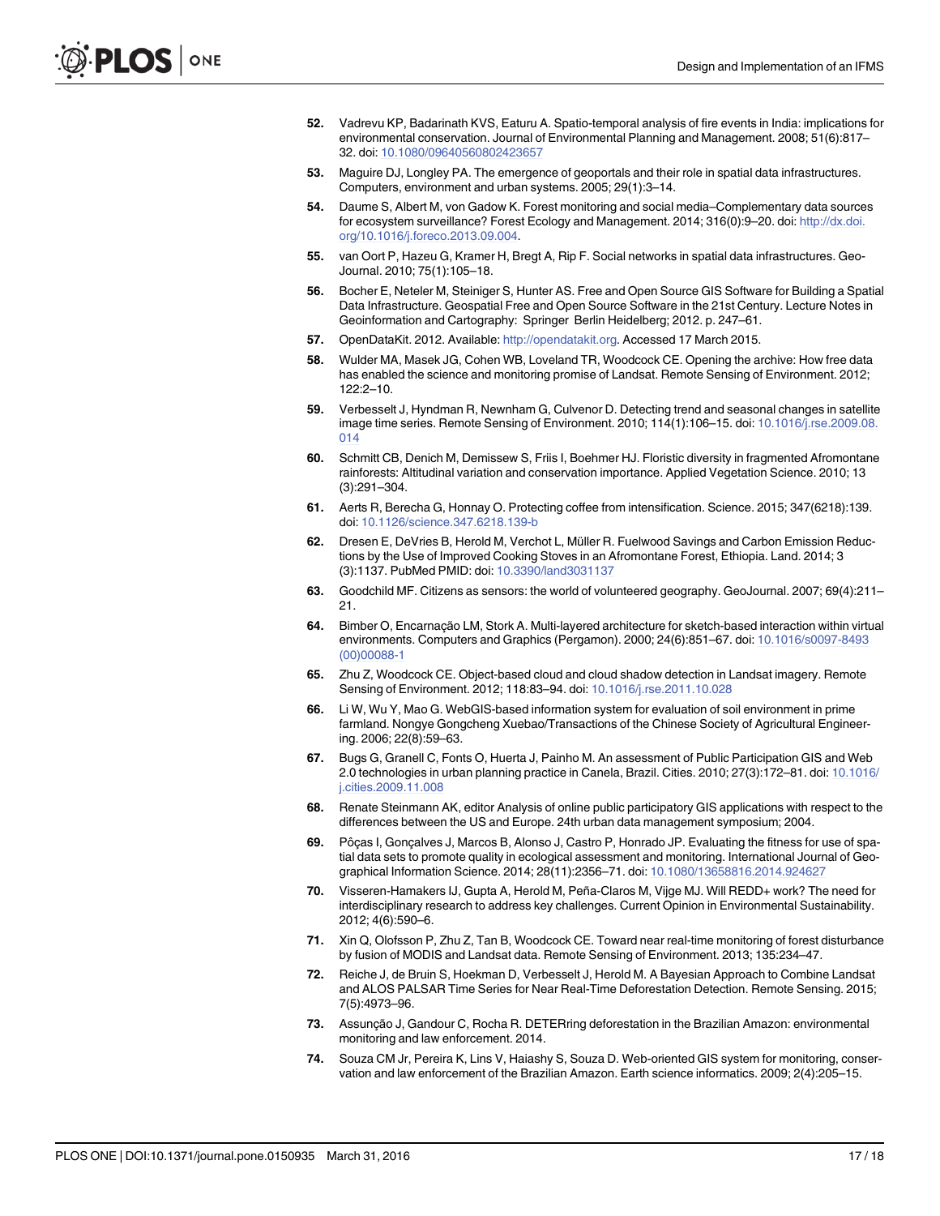52. Vadrevu KP, Badarinath KVS, Eaturu A. Spatio-temporal analysis of fire events in India: implications for environmental conservation. Journal of Environmental Planning and Management. 2008; 51(6):817–32. doi: 10.1080/09640560802423657

53. Maguire DJ, Longley PA. The emergence of geoportals and their role in spatial data infrastructures. Computers, environment and urban systems. 2005; 29(1):3–14.

54. Daume S, Albert M, von Gadow K. Forest monitoring and social media–Complementary data sources for ecosystem surveillance? Forest Ecology and Management. 2014; 316(0):9–20. doi: http://dx.doi.org/10.1016/j.foreco.2013.09.004.

55. van Oort P, Hazeu G, Kramer H, Bregt A, Rip F. Social networks in spatial data infrastructures. GeoJournal. 2010; 75(1):105–18.

56. Bocher E, Neteler M, Steiniger S, Hunter AS. Free and Open Source GIS Software for Building a Spatial Data Infrastructure. Geospatial Free and Open Source Software in the 21st Century. Lecture Notes in Geoinformation and Cartography: Springer Berlin Heidelberg; 2012. p. 247–61.

57. OpenDataKit. 2012. Available: http://opendatakit.org. Accessed 17 March 2015.

58. Wulder MA, Masek JG, Cohen WB, Loveland TR, Woodcock CE. Opening the archive: How free data has enabled the science and monitoring promise of Landsat. Remote Sensing of Environment. 2012; 122:2–10.

59. Verbesselt J, Hyndman R, Newnham G, Culvenor D. Detecting trend and seasonal changes in satellite image time series. Remote Sensing of Environment. 2010; 114(1):106–15. doi: 10.1016/j.rse.2009.08.014

60. Schmitt CB, Denich M, Demissew S, Friis I, Boehmer HJ. Floristic diversity in fragmented Afromontane rainforests: Altitudinal variation and conservation importance. Applied Vegetation Science. 2010; 13(3):291–304.

61. Aerts R, Berecha G, Honnay O. Protecting coffee from intensification. Science. 2015; 347(6218):139. doi: 10.1126/science.347.6218.139-b

62. Dresen E, DeVries B, Herold M, Verchot L, Müller R. Fuelwood Savings and Carbon Emission Reductions by the Use of Improved Cooking Stoves in an Afromontane Forest, Ethiopia. Land. 2014; 3(3):1137. PubMed PMID: doi: 10.3390/land3031137

63. Goodchild MF. Citizens as sensors: the world of volunteered geography. GeoJournal. 2007; 69(4):211–21.

64. Bimber O, Encarnação LM, Stork A. Multi-layered architecture for sketch-based interaction within virtual environments. Computers and Graphics (Pergamon). 2000; 24(6):851–67. doi: 10.1016/s0097-8493(00)00088-1

65. Zhu Z, Woodcock CE. Object-based cloud and cloud shadow detection in Landsat imagery. Remote Sensing of Environment. 2012; 118:83–94. doi: 10.1016/j.rse.2011.10.028

66. Li W, Wu Y, Mao G. WebGIS-based information system for evaluation of soil environment in prime farmland. Nongye Gongcheng Xuebao/Transactions of the Chinese Society of Agricultural Engineering. 2006; 22(8):59–63.

67. Bugs G, Granell C, Fonts O, Huerta J, Painho M. An assessment of Public Participation GIS and Web 2.0 technologies in urban planning practice in Canela, Brazil. Cities. 2010; 27(3):172–81. doi: 10.1016/j.cities.2009.11.008

68. Renate Steinmann AK, editor Analysis of online public participatory GIS applications with respect to the differences between the US and Europe. 24th urban data management symposium; 2004.

69. Pôças I, Gonçalves J, Marcos B, Alonso J, Castro P, Honrado JP. Evaluating the fitness for use of spatial data sets to promote quality in ecological assessment and monitoring. International Journal of Geographical Information Science. 2014; 28(11):2356–71. doi: 10.1080/13658816.2014.924627

70. Visseren-Hamakers IJ, Gupta A, Herold M, Peña-Claros M, Vijge MJ. Will REDD+ work? The need for interdisciplinary research to address key challenges. Current Opinion in Environmental Sustainability. 2012; 4(6):590–6.

71. Xin Q, Olofsson P, Zhu Z, Tan B, Woodcock CE. Toward near real-time monitoring of forest disturbance by fusion of MODIS and Landsat data. Remote Sensing of Environment. 2013; 135:234–47.

72. Reiche J, de Bruin S, Hoekman D, Verbesselt J, Herold M. A Bayesian Approach to Combine Landsat and ALOS PALSAR Time Series for Near Real-Time Deforestation Detection. Remote Sensing. 2015; 7(5):4973–96.

73. Assunção J, Gandour C, Rocha R. DETERring deforestation in the Brazilian Amazon: environmental monitoring and law enforcement. 2014.

74. Souza CM Jr, Pereira K, Lins V, Haiashy S, Souza D. Web-oriented GIS system for monitoring, conservation and law enforcement of the Brazilian Amazon. Earth science informatics. 2009; 2(4):205–15.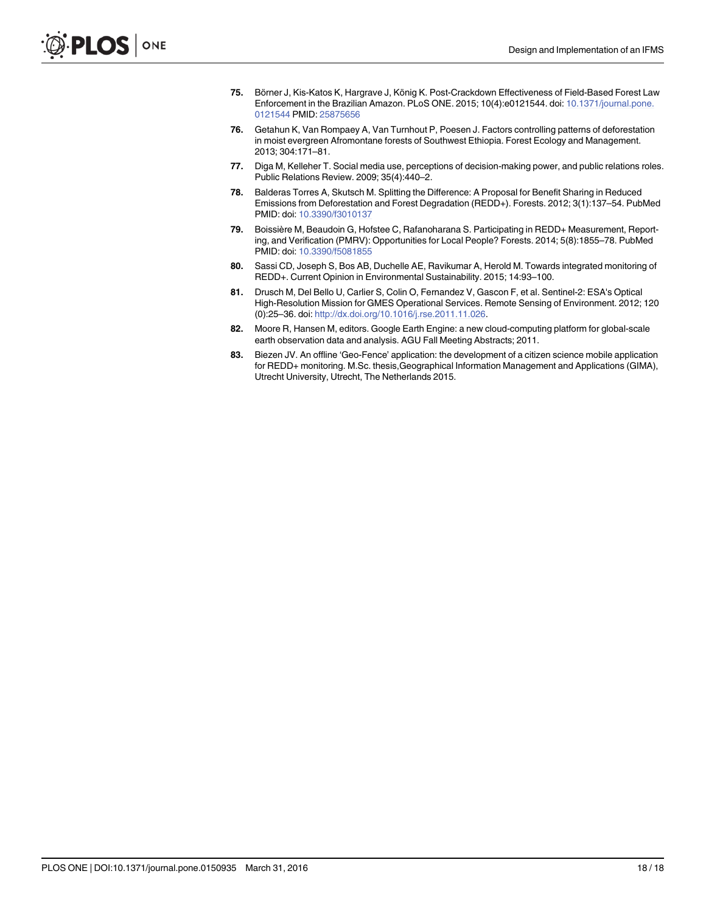75. Börner J, Kis-Katos K, Hargrave J, König K. Post-Crackdown Effectiveness of Field-Based Forest Law Enforcement in the Brazilian Amazon. PLoS ONE. 2015; 10(4):e0121544. doi: 10.1371/journal.pone.0121544 PMID: 25875656

76. Getahun K, Van Rompaey A, Van Turnhout P, Poesen J. Factors controlling patterns of deforestation in moist evergreen Afromontane forests of Southwest Ethiopia. Forest Ecology and Management. 2013; 304:171–81.

77. Diga M, Kelleher T. Social media use, perceptions of decision-making power, and public relations roles. Public Relations Review. 2009; 35(4):440–2.

78. Balderas Torres A, Skutsch M. Splitting the Difference: A Proposal for Benefit Sharing in Reduced Emissions from Deforestation and Forest Degradation (REDD+). Forests. 2012; 3(1):137–54. PubMed PMID: doi: 10.3390/f3010137

79. Boissière M, Beaudoin G, Hofstee C, Rafanoharana S. Participating in REDD+ Measurement, Reporting, and Verification (PMRV): Opportunities for Local People? Forests. 2014; 5(8):1855–78. PubMed PMID: doi: 10.3390/f5081855

80. Sassi CD, Joseph S, Bos AB, Duchelle AE, Ravikumar A, Herold M. Towards integrated monitoring of REDD+. Current Opinion in Environmental Sustainability. 2015; 14:93–100.

81. Drusch M, Del Bello U, Carlier S, Colin O, Fernandez V, Gascon F, et al. Sentinel-2: ESA's Optical High-Resolution Mission for GMES Operational Services. Remote Sensing of Environment. 2012; 120 (0):25–36. doi: http://dx.doi.org/10.1016/j.rse.2011.11.026.

82. Moore R, Hansen M, editors. Google Earth Engine: a new cloud-computing platform for global-scale earth observation data and analysis. AGU Fall Meeting Abstracts; 2011.

83. Biezen JV. An offline 'Geo-Fence' application: the development of a citizen science mobile application for REDD+ monitoring. M.Sc. thesis,Geographical Information Management and Applications (GIMA), Utrecht University, Utrecht, The Netherlands 2015.